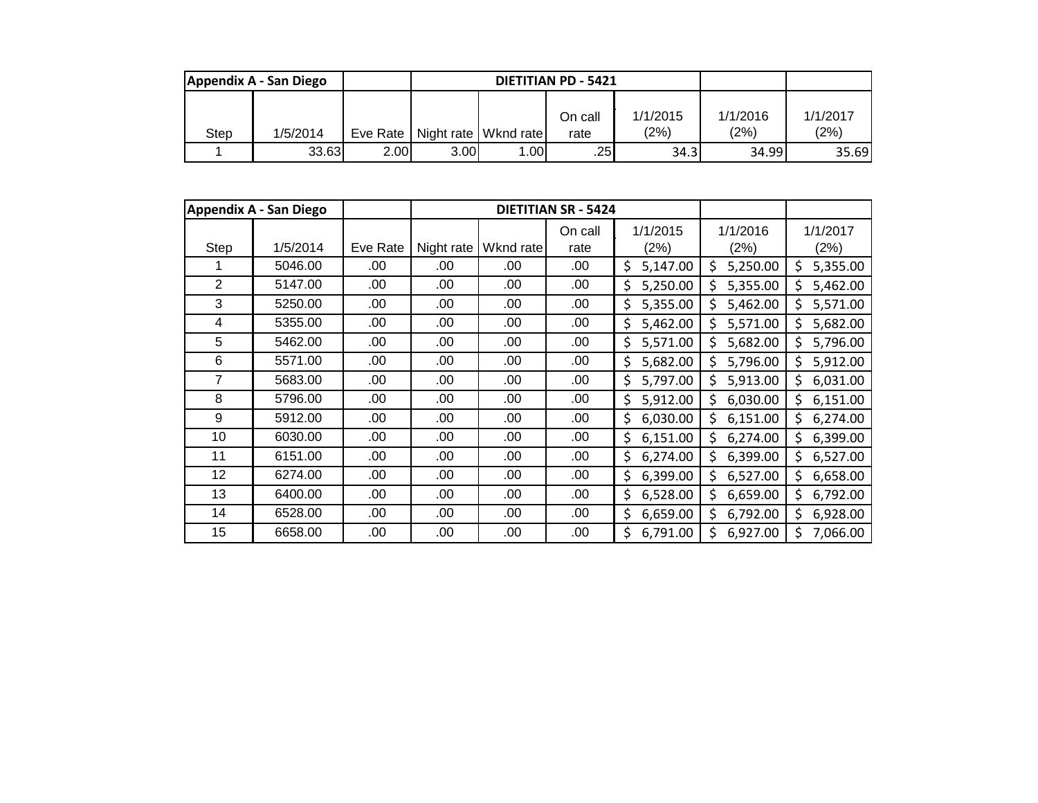| Appendix A - San Diego | | | DIETITIAN PD - 5421 | | | | | |
|---|---|---|---|---|---|---|---|---|
| Step | 1/5/2014 | Eve Rate | Night rate | Wknd rate | On call rate | 1/1/2015 (2%) | 1/1/2016 (2%) | 1/1/2017 (2%) |
| 1 | 33.63 | 2.00 | 3.00 | 1.00 | .25 | 34.3 | 34.99 | 35.69 |

| Appendix A - San Diego | | | DIETITIAN SR - 5424 | | | | | |
|---|---|---|---|---|---|---|---|---|
| Step | 1/5/2014 | Eve Rate | Night rate | Wknd rate | On call rate | 1/1/2015 (2%) | 1/1/2016 (2%) | 1/1/2017 (2%) |
| 1 | 5046.00 | .00 | .00 | .00 | .00 | $ 5,147.00 | $ 5,250.00 | $ 5,355.00 |
| 2 | 5147.00 | .00 | .00 | .00 | .00 | $ 5,250.00 | $ 5,355.00 | $ 5,462.00 |
| 3 | 5250.00 | .00 | .00 | .00 | .00 | $ 5,355.00 | $ 5,462.00 | $ 5,571.00 |
| 4 | 5355.00 | .00 | .00 | .00 | .00 | $ 5,462.00 | $ 5,571.00 | $ 5,682.00 |
| 5 | 5462.00 | .00 | .00 | .00 | .00 | $ 5,571.00 | $ 5,682.00 | $ 5,796.00 |
| 6 | 5571.00 | .00 | .00 | .00 | .00 | $ 5,682.00 | $ 5,796.00 | $ 5,912.00 |
| 7 | 5683.00 | .00 | .00 | .00 | .00 | $ 5,797.00 | $ 5,913.00 | $ 6,031.00 |
| 8 | 5796.00 | .00 | .00 | .00 | .00 | $ 5,912.00 | $ 6,030.00 | $ 6,151.00 |
| 9 | 5912.00 | .00 | .00 | .00 | .00 | $ 6,030.00 | $ 6,151.00 | $ 6,274.00 |
| 10 | 6030.00 | .00 | .00 | .00 | .00 | $ 6,151.00 | $ 6,274.00 | $ 6,399.00 |
| 11 | 6151.00 | .00 | .00 | .00 | .00 | $ 6,274.00 | $ 6,399.00 | $ 6,527.00 |
| 12 | 6274.00 | .00 | .00 | .00 | .00 | $ 6,399.00 | $ 6,527.00 | $ 6,658.00 |
| 13 | 6400.00 | .00 | .00 | .00 | .00 | $ 6,528.00 | $ 6,659.00 | $ 6,792.00 |
| 14 | 6528.00 | .00 | .00 | .00 | .00 | $ 6,659.00 | $ 6,792.00 | $ 6,928.00 |
| 15 | 6658.00 | .00 | .00 | .00 | .00 | $ 6,791.00 | $ 6,927.00 | $ 7,066.00 |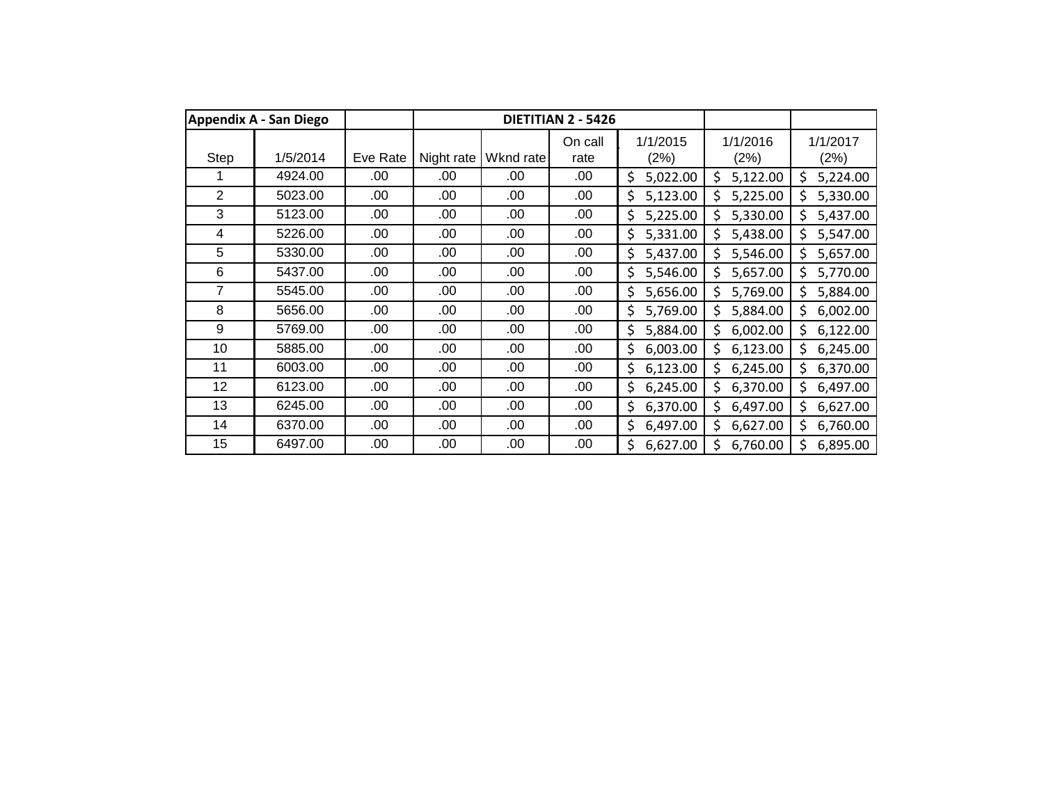| Appendix A - San Diego | | | DIETITIAN 2 - 5426 | | | | | |
|---|---|---|---|---|---|---|---|---|
| Step | 1/5/2014 | Eve Rate | Night rate | Wknd rate | On call rate | 1/1/2015 (2%) | 1/1/2016 (2%) | 1/1/2017 (2%) |
| 1 | 4924.00 | .00 | .00 | .00 | .00 | $ 5,022.00 | $ 5,122.00 | $ 5,224.00 |
| 2 | 5023.00 | .00 | .00 | .00 | .00 | $ 5,123.00 | $ 5,225.00 | $ 5,330.00 |
| 3 | 5123.00 | .00 | .00 | .00 | .00 | $ 5,225.00 | $ 5,330.00 | $ 5,437.00 |
| 4 | 5226.00 | .00 | .00 | .00 | .00 | $ 5,331.00 | $ 5,438.00 | $ 5,547.00 |
| 5 | 5330.00 | .00 | .00 | .00 | .00 | $ 5,437.00 | $ 5,546.00 | $ 5,657.00 |
| 6 | 5437.00 | .00 | .00 | .00 | .00 | $ 5,546.00 | $ 5,657.00 | $ 5,770.00 |
| 7 | 5545.00 | .00 | .00 | .00 | .00 | $ 5,656.00 | $ 5,769.00 | $ 5,884.00 |
| 8 | 5656.00 | .00 | .00 | .00 | .00 | $ 5,769.00 | $ 5,884.00 | $ 6,002.00 |
| 9 | 5769.00 | .00 | .00 | .00 | .00 | $ 5,884.00 | $ 6,002.00 | $ 6,122.00 |
| 10 | 5885.00 | .00 | .00 | .00 | .00 | $ 6,003.00 | $ 6,123.00 | $ 6,245.00 |
| 11 | 6003.00 | .00 | .00 | .00 | .00 | $ 6,123.00 | $ 6,245.00 | $ 6,370.00 |
| 12 | 6123.00 | .00 | .00 | .00 | .00 | $ 6,245.00 | $ 6,370.00 | $ 6,497.00 |
| 13 | 6245.00 | .00 | .00 | .00 | .00 | $ 6,370.00 | $ 6,497.00 | $ 6,627.00 |
| 14 | 6370.00 | .00 | .00 | .00 | .00 | $ 6,497.00 | $ 6,627.00 | $ 6,760.00 |
| 15 | 6497.00 | .00 | .00 | .00 | .00 | $ 6,627.00 | $ 6,760.00 | $ 6,895.00 |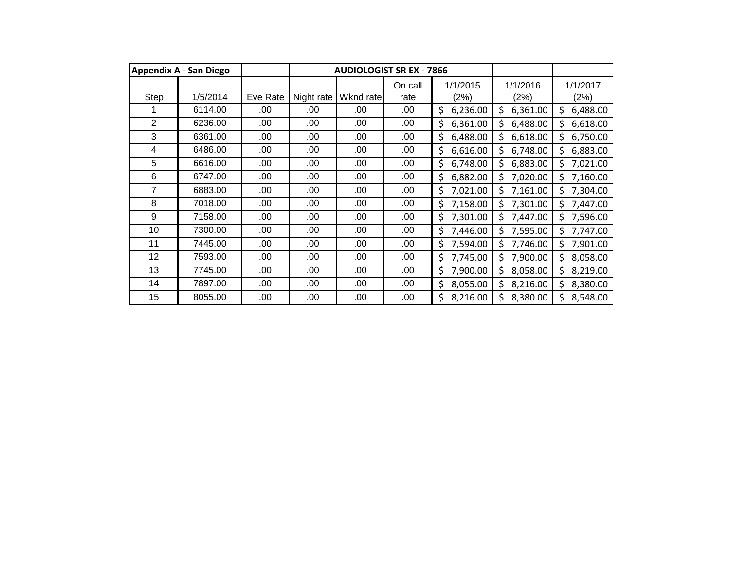| Appendix A - San Diego | | | AUDIOLOGIST SR EX - 7866 | | | | | |
|---|---|---|---|---|---|---|---|---|
| Step | 1/5/2014 | Eve Rate | Night rate | Wknd rate | On call rate | 1/1/2015 (2%) | 1/1/2016 (2%) | 1/1/2017 (2%) |
| 1 | 6114.00 | .00 | .00 | .00 | .00 | $ 6,236.00 | $ 6,361.00 | $ 6,488.00 |
| 2 | 6236.00 | .00 | .00 | .00 | .00 | $ 6,361.00 | $ 6,488.00 | $ 6,618.00 |
| 3 | 6361.00 | .00 | .00 | .00 | .00 | $ 6,488.00 | $ 6,618.00 | $ 6,750.00 |
| 4 | 6486.00 | .00 | .00 | .00 | .00 | $ 6,616.00 | $ 6,748.00 | $ 6,883.00 |
| 5 | 6616.00 | .00 | .00 | .00 | .00 | $ 6,748.00 | $ 6,883.00 | $ 7,021.00 |
| 6 | 6747.00 | .00 | .00 | .00 | .00 | $ 6,882.00 | $ 7,020.00 | $ 7,160.00 |
| 7 | 6883.00 | .00 | .00 | .00 | .00 | $ 7,021.00 | $ 7,161.00 | $ 7,304.00 |
| 8 | 7018.00 | .00 | .00 | .00 | .00 | $ 7,158.00 | $ 7,301.00 | $ 7,447.00 |
| 9 | 7158.00 | .00 | .00 | .00 | .00 | $ 7,301.00 | $ 7,447.00 | $ 7,596.00 |
| 10 | 7300.00 | .00 | .00 | .00 | .00 | $ 7,446.00 | $ 7,595.00 | $ 7,747.00 |
| 11 | 7445.00 | .00 | .00 | .00 | .00 | $ 7,594.00 | $ 7,746.00 | $ 7,901.00 |
| 12 | 7593.00 | .00 | .00 | .00 | .00 | $ 7,745.00 | $ 7,900.00 | $ 8,058.00 |
| 13 | 7745.00 | .00 | .00 | .00 | .00 | $ 7,900.00 | $ 8,058.00 | $ 8,219.00 |
| 14 | 7897.00 | .00 | .00 | .00 | .00 | $ 8,055.00 | $ 8,216.00 | $ 8,380.00 |
| 15 | 8055.00 | .00 | .00 | .00 | .00 | $ 8,216.00 | $ 8,380.00 | $ 8,548.00 |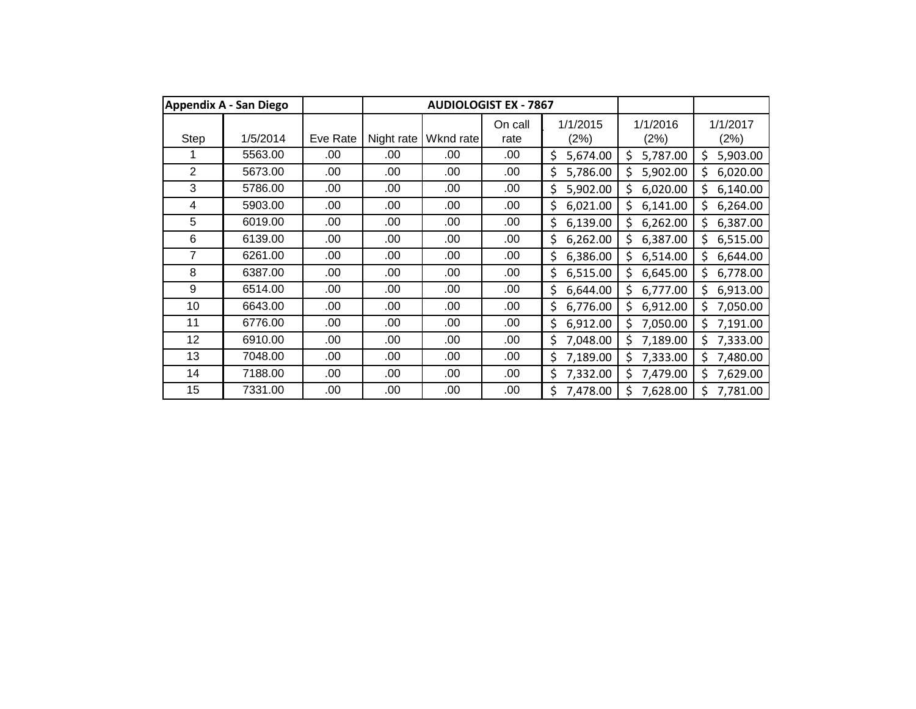| Appendix A - San Diego | | | AUDIOLOGIST EX - 7867 | | | | | |
|---|---|---|---|---|---|---|---|---|
| Step | 1/5/2014 | Eve Rate | Night rate | Wknd rate | On call rate | 1/1/2015 (2%) | 1/1/2016 (2%) | 1/1/2017 (2%) |
| 1 | 5563.00 | .00 | .00 | .00 | .00 | $ 5,674.00 | $ 5,787.00 | $ 5,903.00 |
| 2 | 5673.00 | .00 | .00 | .00 | .00 | $ 5,786.00 | $ 5,902.00 | $ 6,020.00 |
| 3 | 5786.00 | .00 | .00 | .00 | .00 | $ 5,902.00 | $ 6,020.00 | $ 6,140.00 |
| 4 | 5903.00 | .00 | .00 | .00 | .00 | $ 6,021.00 | $ 6,141.00 | $ 6,264.00 |
| 5 | 6019.00 | .00 | .00 | .00 | .00 | $ 6,139.00 | $ 6,262.00 | $ 6,387.00 |
| 6 | 6139.00 | .00 | .00 | .00 | .00 | $ 6,262.00 | $ 6,387.00 | $ 6,515.00 |
| 7 | 6261.00 | .00 | .00 | .00 | .00 | $ 6,386.00 | $ 6,514.00 | $ 6,644.00 |
| 8 | 6387.00 | .00 | .00 | .00 | .00 | $ 6,515.00 | $ 6,645.00 | $ 6,778.00 |
| 9 | 6514.00 | .00 | .00 | .00 | .00 | $ 6,644.00 | $ 6,777.00 | $ 6,913.00 |
| 10 | 6643.00 | .00 | .00 | .00 | .00 | $ 6,776.00 | $ 6,912.00 | $ 7,050.00 |
| 11 | 6776.00 | .00 | .00 | .00 | .00 | $ 6,912.00 | $ 7,050.00 | $ 7,191.00 |
| 12 | 6910.00 | .00 | .00 | .00 | .00 | $ 7,048.00 | $ 7,189.00 | $ 7,333.00 |
| 13 | 7048.00 | .00 | .00 | .00 | .00 | $ 7,189.00 | $ 7,333.00 | $ 7,480.00 |
| 14 | 7188.00 | .00 | .00 | .00 | .00 | $ 7,332.00 | $ 7,479.00 | $ 7,629.00 |
| 15 | 7331.00 | .00 | .00 | .00 | .00 | $ 7,478.00 | $ 7,628.00 | $ 7,781.00 |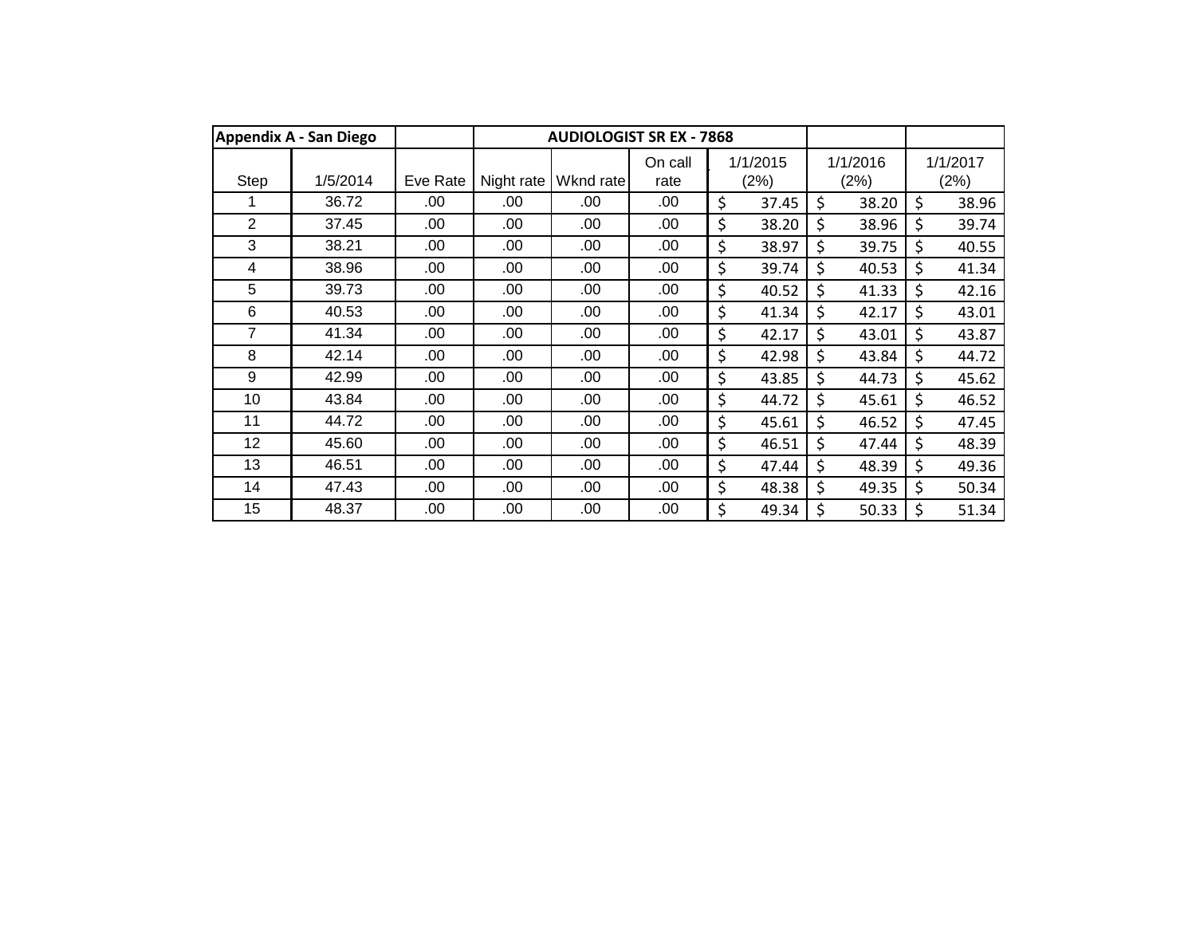| Appendix A - San Diego | | | AUDIOLOGIST SR EX - 7868 | | | | | |
|---|---|---|---|---|---|---|---|---|
| Step | 1/5/2014 | Eve Rate | Night rate | Wknd rate | On call rate | 1/1/2015 (2%) | 1/1/2016 (2%) | 1/1/2017 (2%) |
| 1 | 36.72 | .00 | .00 | .00 | .00 | $ 37.45 | $ 38.20 | $ 38.96 |
| 2 | 37.45 | .00 | .00 | .00 | .00 | $ 38.20 | $ 38.96 | $ 39.74 |
| 3 | 38.21 | .00 | .00 | .00 | .00 | $ 38.97 | $ 39.75 | $ 40.55 |
| 4 | 38.96 | .00 | .00 | .00 | .00 | $ 39.74 | $ 40.53 | $ 41.34 |
| 5 | 39.73 | .00 | .00 | .00 | .00 | $ 40.52 | $ 41.33 | $ 42.16 |
| 6 | 40.53 | .00 | .00 | .00 | .00 | $ 41.34 | $ 42.17 | $ 43.01 |
| 7 | 41.34 | .00 | .00 | .00 | .00 | $ 42.17 | $ 43.01 | $ 43.87 |
| 8 | 42.14 | .00 | .00 | .00 | .00 | $ 42.98 | $ 43.84 | $ 44.72 |
| 9 | 42.99 | .00 | .00 | .00 | .00 | $ 43.85 | $ 44.73 | $ 45.62 |
| 10 | 43.84 | .00 | .00 | .00 | .00 | $ 44.72 | $ 45.61 | $ 46.52 |
| 11 | 44.72 | .00 | .00 | .00 | .00 | $ 45.61 | $ 46.52 | $ 47.45 |
| 12 | 45.60 | .00 | .00 | .00 | .00 | $ 46.51 | $ 47.44 | $ 48.39 |
| 13 | 46.51 | .00 | .00 | .00 | .00 | $ 47.44 | $ 48.39 | $ 49.36 |
| 14 | 47.43 | .00 | .00 | .00 | .00 | $ 48.38 | $ 49.35 | $ 50.34 |
| 15 | 48.37 | .00 | .00 | .00 | .00 | $ 49.34 | $ 50.33 | $ 51.34 |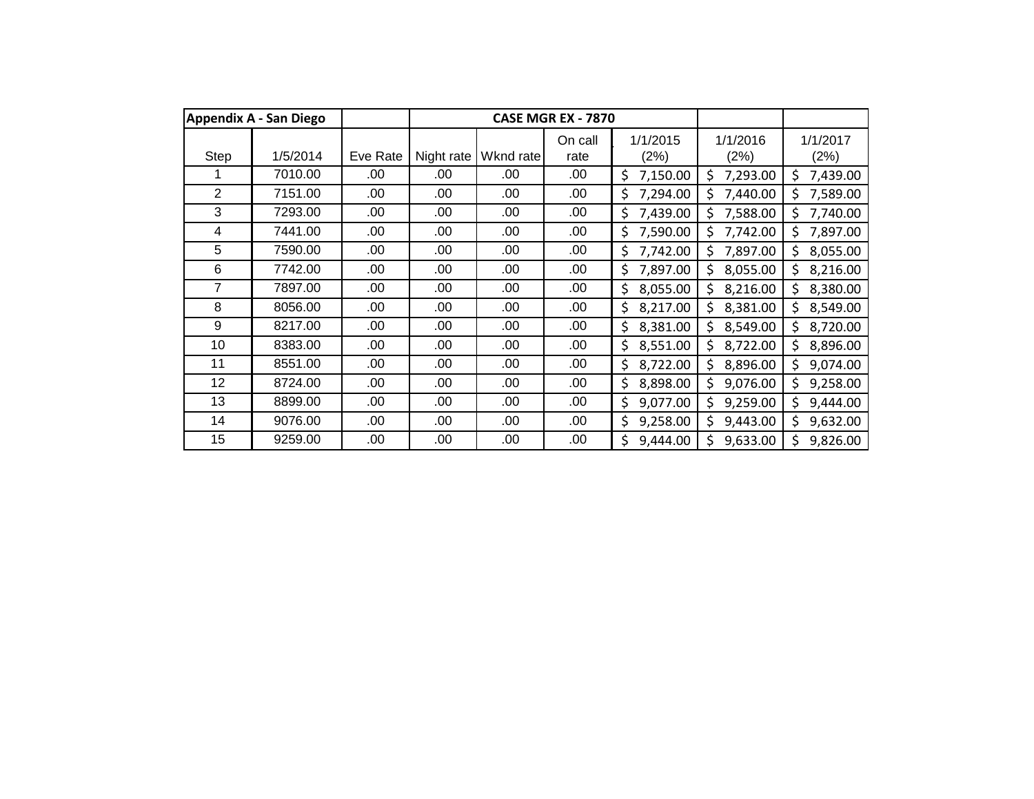| Appendix A - San Diego | | | CASE MGR EX - 7870 | | | | | |
|---|---|---|---|---|---|---|---|---|
| Step | 1/5/2014 | Eve Rate | Night rate | Wknd rate | On call rate | 1/1/2015 (2%) | 1/1/2016 (2%) | 1/1/2017 (2%) |
| 1 | 7010.00 | .00 | .00 | .00 | .00 | $ 7,150.00 | $ 7,293.00 | $ 7,439.00 |
| 2 | 7151.00 | .00 | .00 | .00 | .00 | $ 7,294.00 | $ 7,440.00 | $ 7,589.00 |
| 3 | 7293.00 | .00 | .00 | .00 | .00 | $ 7,439.00 | $ 7,588.00 | $ 7,740.00 |
| 4 | 7441.00 | .00 | .00 | .00 | .00 | $ 7,590.00 | $ 7,742.00 | $ 7,897.00 |
| 5 | 7590.00 | .00 | .00 | .00 | .00 | $ 7,742.00 | $ 7,897.00 | $ 8,055.00 |
| 6 | 7742.00 | .00 | .00 | .00 | .00 | $ 7,897.00 | $ 8,055.00 | $ 8,216.00 |
| 7 | 7897.00 | .00 | .00 | .00 | .00 | $ 8,055.00 | $ 8,216.00 | $ 8,380.00 |
| 8 | 8056.00 | .00 | .00 | .00 | .00 | $ 8,217.00 | $ 8,381.00 | $ 8,549.00 |
| 9 | 8217.00 | .00 | .00 | .00 | .00 | $ 8,381.00 | $ 8,549.00 | $ 8,720.00 |
| 10 | 8383.00 | .00 | .00 | .00 | .00 | $ 8,551.00 | $ 8,722.00 | $ 8,896.00 |
| 11 | 8551.00 | .00 | .00 | .00 | .00 | $ 8,722.00 | $ 8,896.00 | $ 9,074.00 |
| 12 | 8724.00 | .00 | .00 | .00 | .00 | $ 8,898.00 | $ 9,076.00 | $ 9,258.00 |
| 13 | 8899.00 | .00 | .00 | .00 | .00 | $ 9,077.00 | $ 9,259.00 | $ 9,444.00 |
| 14 | 9076.00 | .00 | .00 | .00 | .00 | $ 9,258.00 | $ 9,443.00 | $ 9,632.00 |
| 15 | 9259.00 | .00 | .00 | .00 | .00 | $ 9,444.00 | $ 9,633.00 | $ 9,826.00 |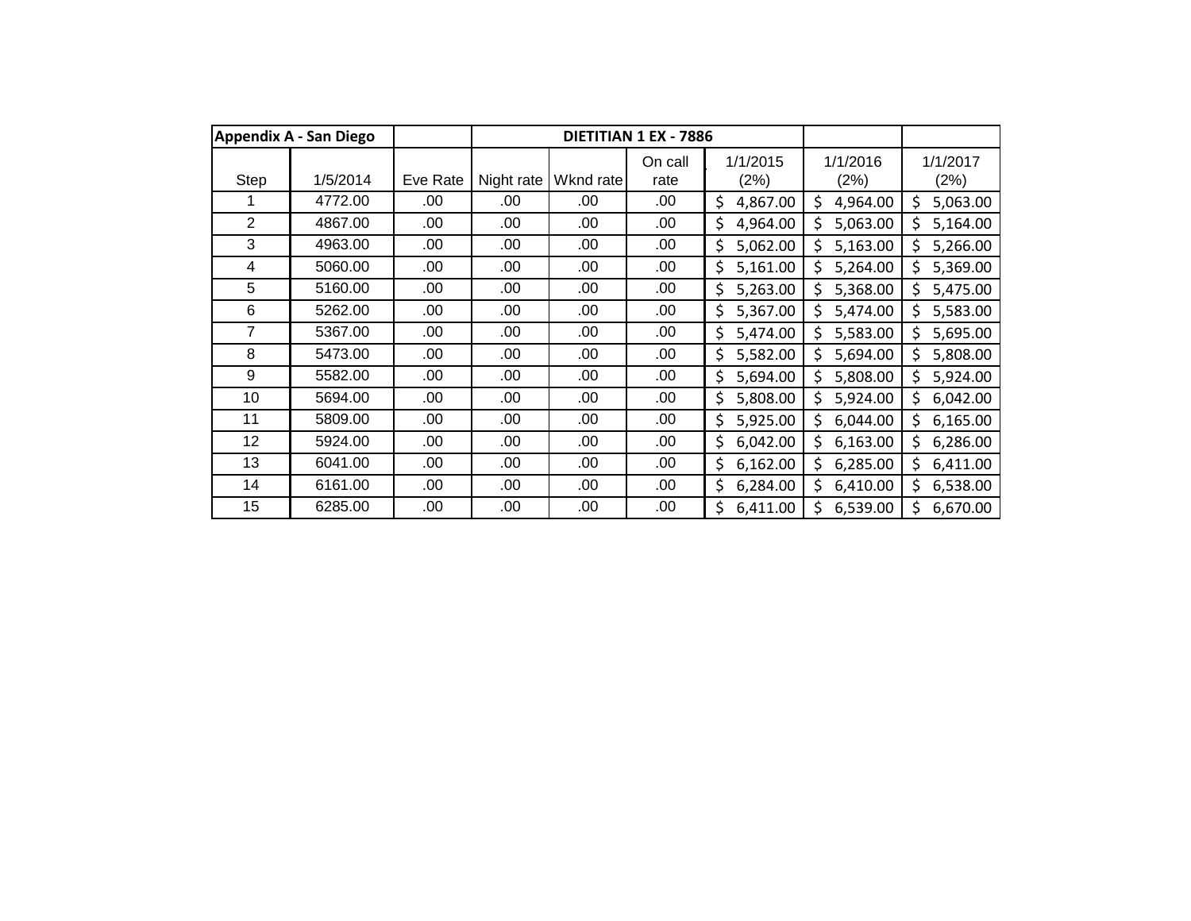| Appendix A - San Diego | | | DIETITIAN 1 EX - 7886 | | | | | |
|---|---|---|---|---|---|---|---|---|
| Step | 1/5/2014 | Eve Rate | Night rate | Wknd rate | On call rate | 1/1/2015 (2%) | 1/1/2016 (2%) | 1/1/2017 (2%) |
| 1 | 4772.00 | .00 | .00 | .00 | .00 | $ 4,867.00 | $ 4,964.00 | $ 5,063.00 |
| 2 | 4867.00 | .00 | .00 | .00 | .00 | $ 4,964.00 | $ 5,063.00 | $ 5,164.00 |
| 3 | 4963.00 | .00 | .00 | .00 | .00 | $ 5,062.00 | $ 5,163.00 | $ 5,266.00 |
| 4 | 5060.00 | .00 | .00 | .00 | .00 | $ 5,161.00 | $ 5,264.00 | $ 5,369.00 |
| 5 | 5160.00 | .00 | .00 | .00 | .00 | $ 5,263.00 | $ 5,368.00 | $ 5,475.00 |
| 6 | 5262.00 | .00 | .00 | .00 | .00 | $ 5,367.00 | $ 5,474.00 | $ 5,583.00 |
| 7 | 5367.00 | .00 | .00 | .00 | .00 | $ 5,474.00 | $ 5,583.00 | $ 5,695.00 |
| 8 | 5473.00 | .00 | .00 | .00 | .00 | $ 5,582.00 | $ 5,694.00 | $ 5,808.00 |
| 9 | 5582.00 | .00 | .00 | .00 | .00 | $ 5,694.00 | $ 5,808.00 | $ 5,924.00 |
| 10 | 5694.00 | .00 | .00 | .00 | .00 | $ 5,808.00 | $ 5,924.00 | $ 6,042.00 |
| 11 | 5809.00 | .00 | .00 | .00 | .00 | $ 5,925.00 | $ 6,044.00 | $ 6,165.00 |
| 12 | 5924.00 | .00 | .00 | .00 | .00 | $ 6,042.00 | $ 6,163.00 | $ 6,286.00 |
| 13 | 6041.00 | .00 | .00 | .00 | .00 | $ 6,162.00 | $ 6,285.00 | $ 6,411.00 |
| 14 | 6161.00 | .00 | .00 | .00 | .00 | $ 6,284.00 | $ 6,410.00 | $ 6,538.00 |
| 15 | 6285.00 | .00 | .00 | .00 | .00 | $ 6,411.00 | $ 6,539.00 | $ 6,670.00 |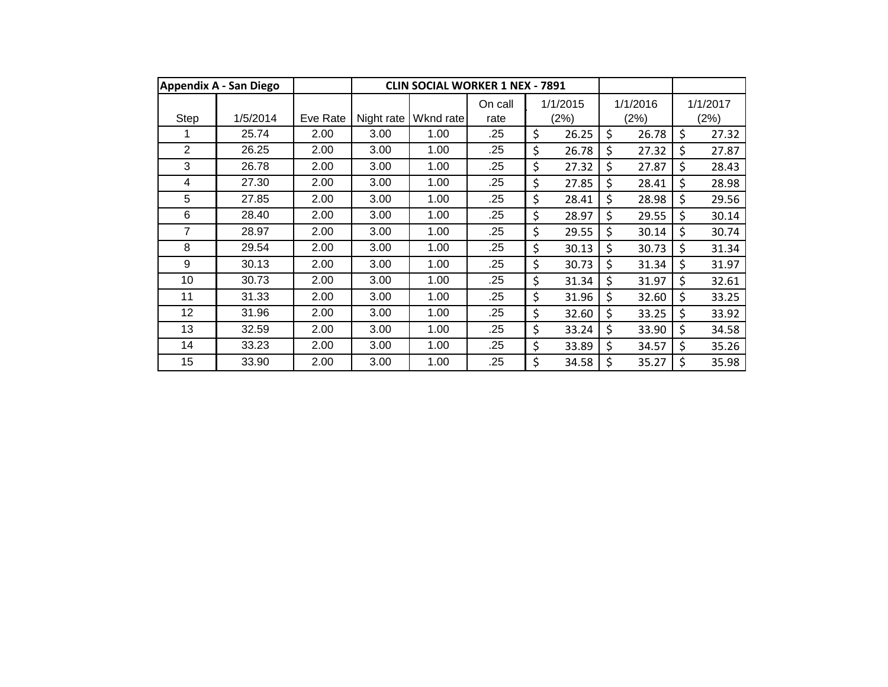| Appendix A - San Diego | | | CLIN SOCIAL WORKER 1 NEX - 7891 | | | | | |
|---|---|---|---|---|---|---|---|---|
| Step | 1/5/2014 | Eve Rate | Night rate | Wknd rate | On call rate | 1/1/2015 (2%) | 1/1/2016 (2%) | 1/1/2017 (2%) |
| 1 | 25.74 | 2.00 | 3.00 | 1.00 | .25 | $ 26.25 | $ 26.78 | $ 27.32 |
| 2 | 26.25 | 2.00 | 3.00 | 1.00 | .25 | $ 26.78 | $ 27.32 | $ 27.87 |
| 3 | 26.78 | 2.00 | 3.00 | 1.00 | .25 | $ 27.32 | $ 27.87 | $ 28.43 |
| 4 | 27.30 | 2.00 | 3.00 | 1.00 | .25 | $ 27.85 | $ 28.41 | $ 28.98 |
| 5 | 27.85 | 2.00 | 3.00 | 1.00 | .25 | $ 28.41 | $ 28.98 | $ 29.56 |
| 6 | 28.40 | 2.00 | 3.00 | 1.00 | .25 | $ 28.97 | $ 29.55 | $ 30.14 |
| 7 | 28.97 | 2.00 | 3.00 | 1.00 | .25 | $ 29.55 | $ 30.14 | $ 30.74 |
| 8 | 29.54 | 2.00 | 3.00 | 1.00 | .25 | $ 30.13 | $ 30.73 | $ 31.34 |
| 9 | 30.13 | 2.00 | 3.00 | 1.00 | .25 | $ 30.73 | $ 31.34 | $ 31.97 |
| 10 | 30.73 | 2.00 | 3.00 | 1.00 | .25 | $ 31.34 | $ 31.97 | $ 32.61 |
| 11 | 31.33 | 2.00 | 3.00 | 1.00 | .25 | $ 31.96 | $ 32.60 | $ 33.25 |
| 12 | 31.96 | 2.00 | 3.00 | 1.00 | .25 | $ 32.60 | $ 33.25 | $ 33.92 |
| 13 | 32.59 | 2.00 | 3.00 | 1.00 | .25 | $ 33.24 | $ 33.90 | $ 34.58 |
| 14 | 33.23 | 2.00 | 3.00 | 1.00 | .25 | $ 33.89 | $ 34.57 | $ 35.26 |
| 15 | 33.90 | 2.00 | 3.00 | 1.00 | .25 | $ 34.58 | $ 35.27 | $ 35.98 |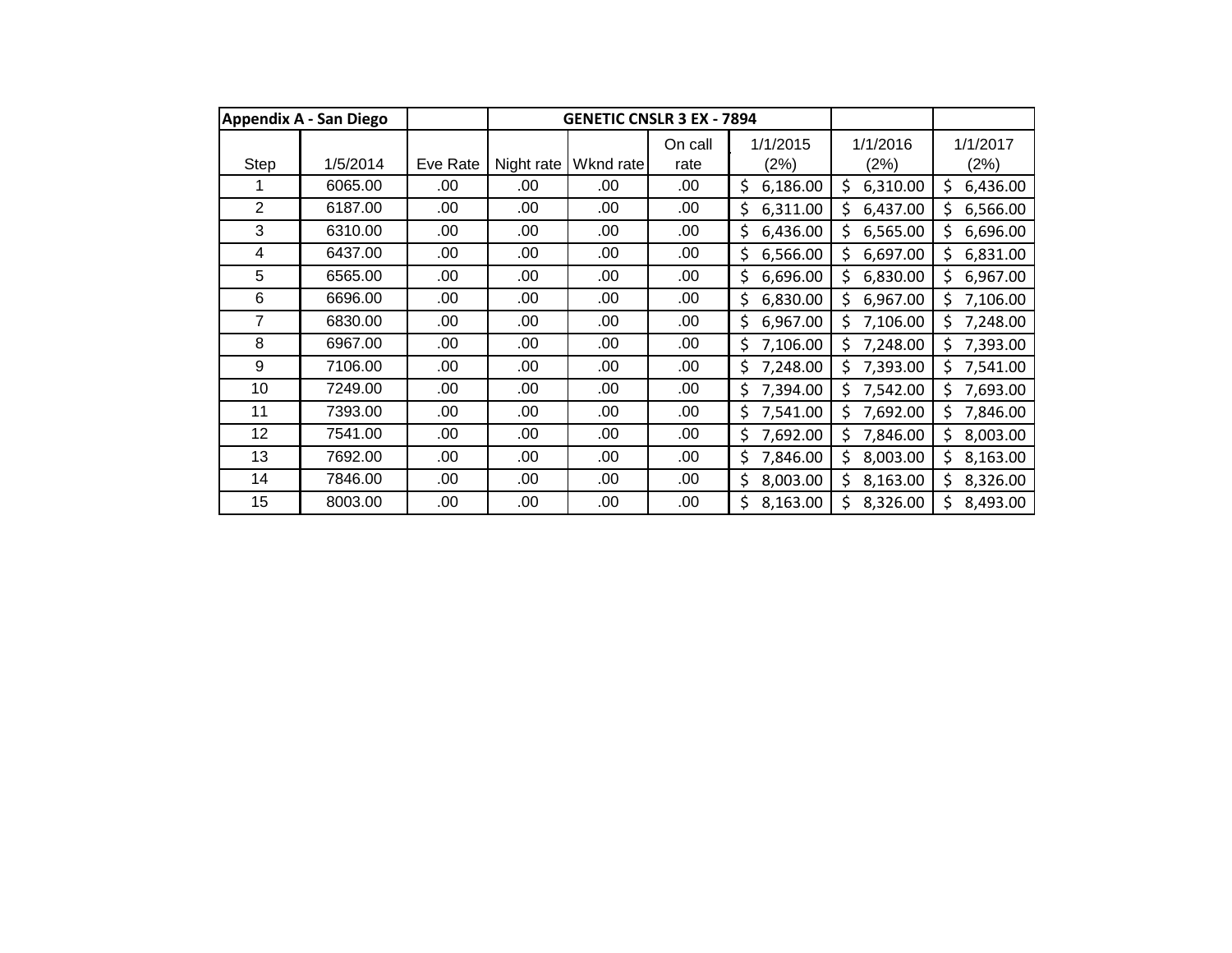| Appendix A - San Diego | | | GENETIC CNSLR 3 EX - 7894 | | | | | |
|---|---|---|---|---|---|---|---|---|
| Step | 1/5/2014 | Eve Rate | Night rate | Wknd rate | On call rate | 1/1/2015 (2%) | 1/1/2016 (2%) | 1/1/2017 (2%) |
| 1 | 6065.00 | .00 | .00 | .00 | .00 | $ 6,186.00 | $ 6,310.00 | $ 6,436.00 |
| 2 | 6187.00 | .00 | .00 | .00 | .00 | $ 6,311.00 | $ 6,437.00 | $ 6,566.00 |
| 3 | 6310.00 | .00 | .00 | .00 | .00 | $ 6,436.00 | $ 6,565.00 | $ 6,696.00 |
| 4 | 6437.00 | .00 | .00 | .00 | .00 | $ 6,566.00 | $ 6,697.00 | $ 6,831.00 |
| 5 | 6565.00 | .00 | .00 | .00 | .00 | $ 6,696.00 | $ 6,830.00 | $ 6,967.00 |
| 6 | 6696.00 | .00 | .00 | .00 | .00 | $ 6,830.00 | $ 6,967.00 | $ 7,106.00 |
| 7 | 6830.00 | .00 | .00 | .00 | .00 | $ 6,967.00 | $ 7,106.00 | $ 7,248.00 |
| 8 | 6967.00 | .00 | .00 | .00 | .00 | $ 7,106.00 | $ 7,248.00 | $ 7,393.00 |
| 9 | 7106.00 | .00 | .00 | .00 | .00 | $ 7,248.00 | $ 7,393.00 | $ 7,541.00 |
| 10 | 7249.00 | .00 | .00 | .00 | .00 | $ 7,394.00 | $ 7,542.00 | $ 7,693.00 |
| 11 | 7393.00 | .00 | .00 | .00 | .00 | $ 7,541.00 | $ 7,692.00 | $ 7,846.00 |
| 12 | 7541.00 | .00 | .00 | .00 | .00 | $ 7,692.00 | $ 7,846.00 | $ 8,003.00 |
| 13 | 7692.00 | .00 | .00 | .00 | .00 | $ 7,846.00 | $ 8,003.00 | $ 8,163.00 |
| 14 | 7846.00 | .00 | .00 | .00 | .00 | $ 8,003.00 | $ 8,163.00 | $ 8,326.00 |
| 15 | 8003.00 | .00 | .00 | .00 | .00 | $ 8,163.00 | $ 8,326.00 | $ 8,493.00 |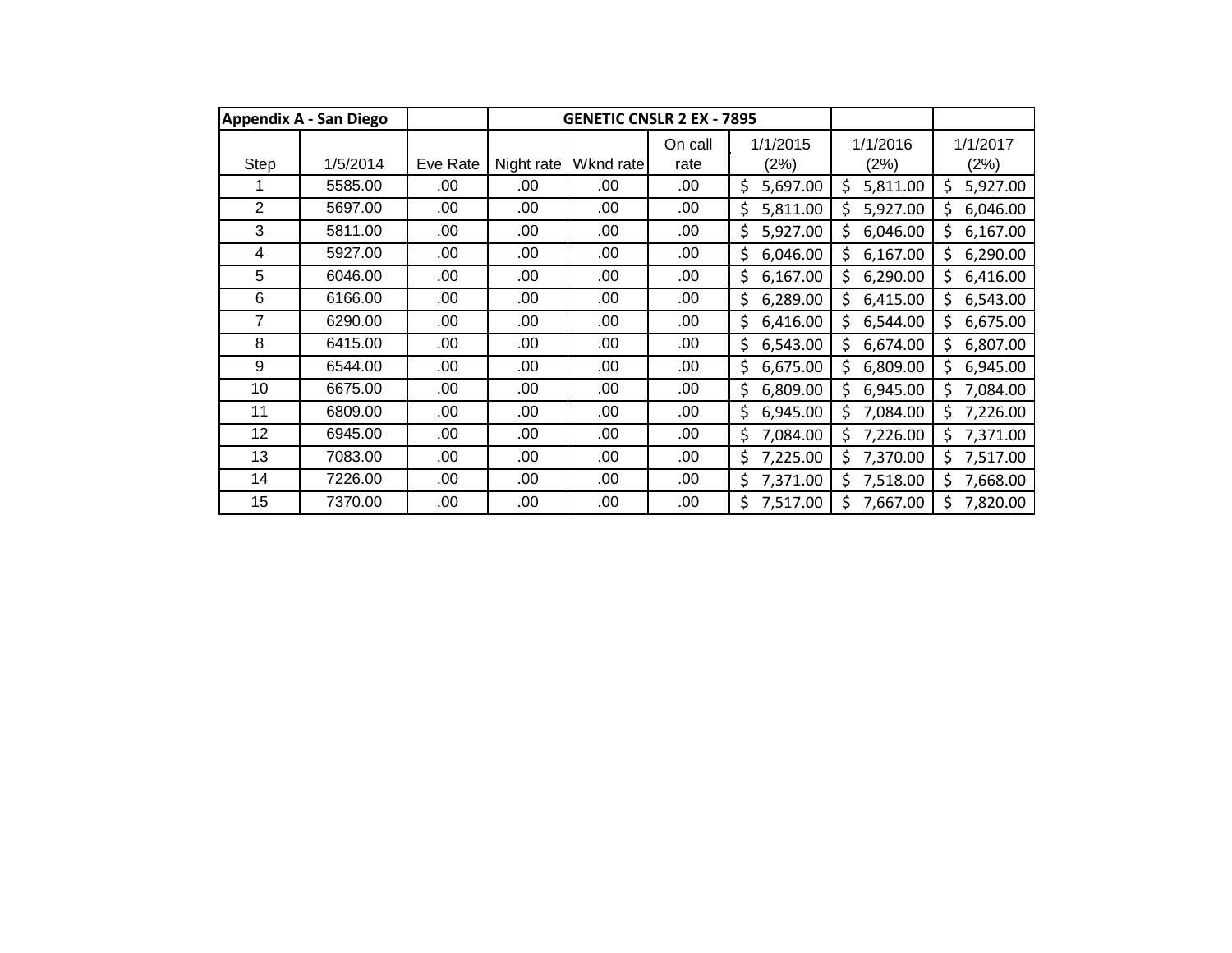| Appendix A - San Diego | | | GENETIC CNSLR 2 EX - 7895 | | | | | |
|---|---|---|---|---|---|---|---|---|
| Step | 1/5/2014 | Eve Rate | Night rate | Wknd rate | On call rate | 1/1/2015 (2%) | 1/1/2016 (2%) | 1/1/2017 (2%) |
| 1 | 5585.00 | .00 | .00 | .00 | .00 | $ 5,697.00 | $ 5,811.00 | $ 5,927.00 |
| 2 | 5697.00 | .00 | .00 | .00 | .00 | $ 5,811.00 | $ 5,927.00 | $ 6,046.00 |
| 3 | 5811.00 | .00 | .00 | .00 | .00 | $ 5,927.00 | $ 6,046.00 | $ 6,167.00 |
| 4 | 5927.00 | .00 | .00 | .00 | .00 | $ 6,046.00 | $ 6,167.00 | $ 6,290.00 |
| 5 | 6046.00 | .00 | .00 | .00 | .00 | $ 6,167.00 | $ 6,290.00 | $ 6,416.00 |
| 6 | 6166.00 | .00 | .00 | .00 | .00 | $ 6,289.00 | $ 6,415.00 | $ 6,543.00 |
| 7 | 6290.00 | .00 | .00 | .00 | .00 | $ 6,416.00 | $ 6,544.00 | $ 6,675.00 |
| 8 | 6415.00 | .00 | .00 | .00 | .00 | $ 6,543.00 | $ 6,674.00 | $ 6,807.00 |
| 9 | 6544.00 | .00 | .00 | .00 | .00 | $ 6,675.00 | $ 6,809.00 | $ 6,945.00 |
| 10 | 6675.00 | .00 | .00 | .00 | .00 | $ 6,809.00 | $ 6,945.00 | $ 7,084.00 |
| 11 | 6809.00 | .00 | .00 | .00 | .00 | $ 6,945.00 | $ 7,084.00 | $ 7,226.00 |
| 12 | 6945.00 | .00 | .00 | .00 | .00 | $ 7,084.00 | $ 7,226.00 | $ 7,371.00 |
| 13 | 7083.00 | .00 | .00 | .00 | .00 | $ 7,225.00 | $ 7,370.00 | $ 7,517.00 |
| 14 | 7226.00 | .00 | .00 | .00 | .00 | $ 7,371.00 | $ 7,518.00 | $ 7,668.00 |
| 15 | 7370.00 | .00 | .00 | .00 | .00 | $ 7,517.00 | $ 7,667.00 | $ 7,820.00 |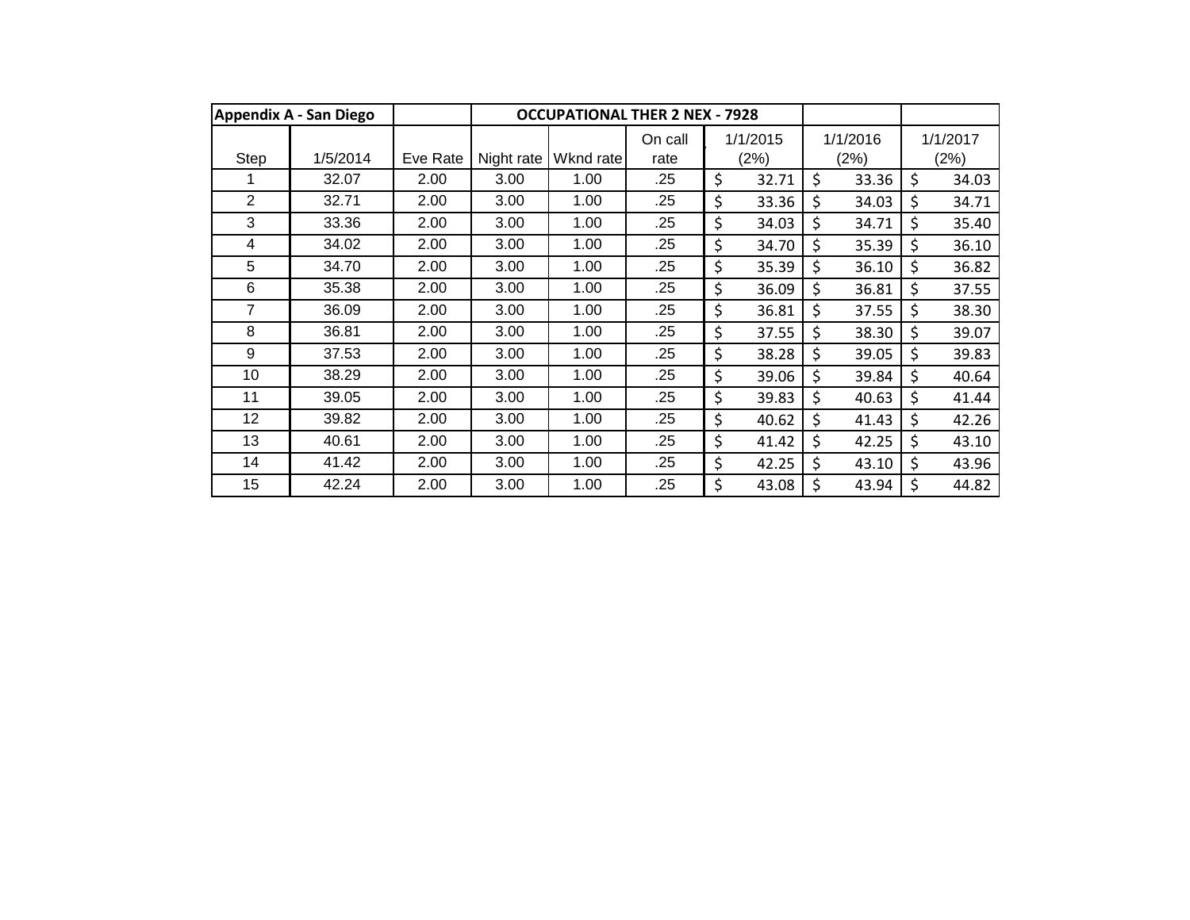| Appendix A - San Diego | | OCCUPATIONAL THER 2 NEX - 7928 | | | | | |
|---|---|---|---|---|---|---|---|
| Step | 1/5/2014 | Eve Rate | Night rate | Wknd rate | On call rate | 1/1/2015 (2%) | 1/1/2016 (2%) | 1/1/2017 (2%) |
| 1 | 32.07 | 2.00 | 3.00 | 1.00 | .25 | $ 32.71 | $ 33.36 | $ 34.03 |
| 2 | 32.71 | 2.00 | 3.00 | 1.00 | .25 | $ 33.36 | $ 34.03 | $ 34.71 |
| 3 | 33.36 | 2.00 | 3.00 | 1.00 | .25 | $ 34.03 | $ 34.71 | $ 35.40 |
| 4 | 34.02 | 2.00 | 3.00 | 1.00 | .25 | $ 34.70 | $ 35.39 | $ 36.10 |
| 5 | 34.70 | 2.00 | 3.00 | 1.00 | .25 | $ 35.39 | $ 36.10 | $ 36.82 |
| 6 | 35.38 | 2.00 | 3.00 | 1.00 | .25 | $ 36.09 | $ 36.81 | $ 37.55 |
| 7 | 36.09 | 2.00 | 3.00 | 1.00 | .25 | $ 36.81 | $ 37.55 | $ 38.30 |
| 8 | 36.81 | 2.00 | 3.00 | 1.00 | .25 | $ 37.55 | $ 38.30 | $ 39.07 |
| 9 | 37.53 | 2.00 | 3.00 | 1.00 | .25 | $ 38.28 | $ 39.05 | $ 39.83 |
| 10 | 38.29 | 2.00 | 3.00 | 1.00 | .25 | $ 39.06 | $ 39.84 | $ 40.64 |
| 11 | 39.05 | 2.00 | 3.00 | 1.00 | .25 | $ 39.83 | $ 40.63 | $ 41.44 |
| 12 | 39.82 | 2.00 | 3.00 | 1.00 | .25 | $ 40.62 | $ 41.43 | $ 42.26 |
| 13 | 40.61 | 2.00 | 3.00 | 1.00 | .25 | $ 41.42 | $ 42.25 | $ 43.10 |
| 14 | 41.42 | 2.00 | 3.00 | 1.00 | .25 | $ 42.25 | $ 43.10 | $ 43.96 |
| 15 | 42.24 | 2.00 | 3.00 | 1.00 | .25 | $ 43.08 | $ 43.94 | $ 44.82 |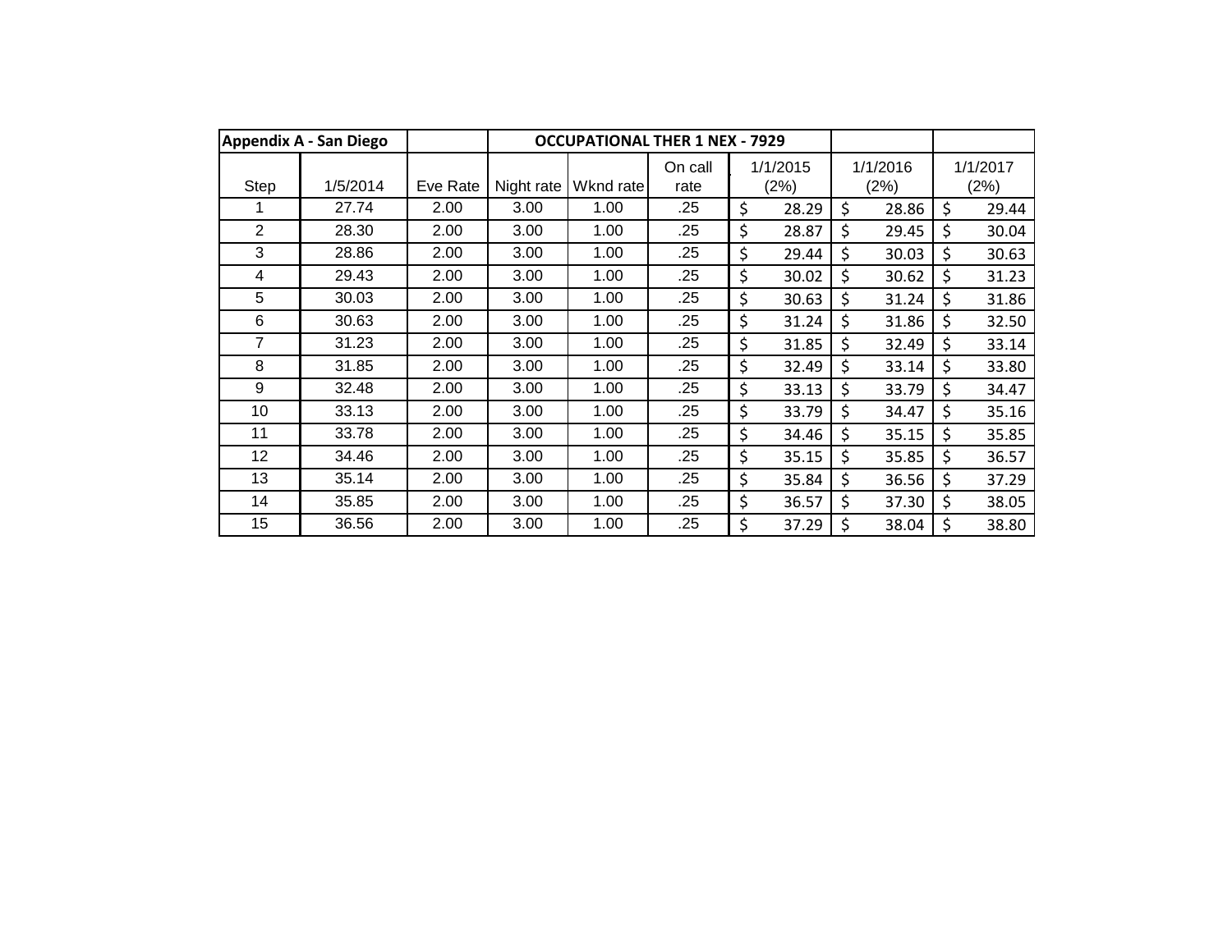| Appendix A - San Diego | | OCCUPATIONAL THER 1 NEX - 7929 | | | | | | |
|---|---|---|---|---|---|---|---|---|
| Step | 1/5/2014 | Eve Rate | Night rate | Wknd rate | On call rate | 1/1/2015 (2%) | 1/1/2016 (2%) | 1/1/2017 (2%) |
| 1 | 27.74 | 2.00 | 3.00 | 1.00 | .25 | $ 28.29 | $ 28.86 | $ 29.44 |
| 2 | 28.30 | 2.00 | 3.00 | 1.00 | .25 | $ 28.87 | $ 29.45 | $ 30.04 |
| 3 | 28.86 | 2.00 | 3.00 | 1.00 | .25 | $ 29.44 | $ 30.03 | $ 30.63 |
| 4 | 29.43 | 2.00 | 3.00 | 1.00 | .25 | $ 30.02 | $ 30.62 | $ 31.23 |
| 5 | 30.03 | 2.00 | 3.00 | 1.00 | .25 | $ 30.63 | $ 31.24 | $ 31.86 |
| 6 | 30.63 | 2.00 | 3.00 | 1.00 | .25 | $ 31.24 | $ 31.86 | $ 32.50 |
| 7 | 31.23 | 2.00 | 3.00 | 1.00 | .25 | $ 31.85 | $ 32.49 | $ 33.14 |
| 8 | 31.85 | 2.00 | 3.00 | 1.00 | .25 | $ 32.49 | $ 33.14 | $ 33.80 |
| 9 | 32.48 | 2.00 | 3.00 | 1.00 | .25 | $ 33.13 | $ 33.79 | $ 34.47 |
| 10 | 33.13 | 2.00 | 3.00 | 1.00 | .25 | $ 33.79 | $ 34.47 | $ 35.16 |
| 11 | 33.78 | 2.00 | 3.00 | 1.00 | .25 | $ 34.46 | $ 35.15 | $ 35.85 |
| 12 | 34.46 | 2.00 | 3.00 | 1.00 | .25 | $ 35.15 | $ 35.85 | $ 36.57 |
| 13 | 35.14 | 2.00 | 3.00 | 1.00 | .25 | $ 35.84 | $ 36.56 | $ 37.29 |
| 14 | 35.85 | 2.00 | 3.00 | 1.00 | .25 | $ 36.57 | $ 37.30 | $ 38.05 |
| 15 | 36.56 | 2.00 | 3.00 | 1.00 | .25 | $ 37.29 | $ 38.04 | $ 38.80 |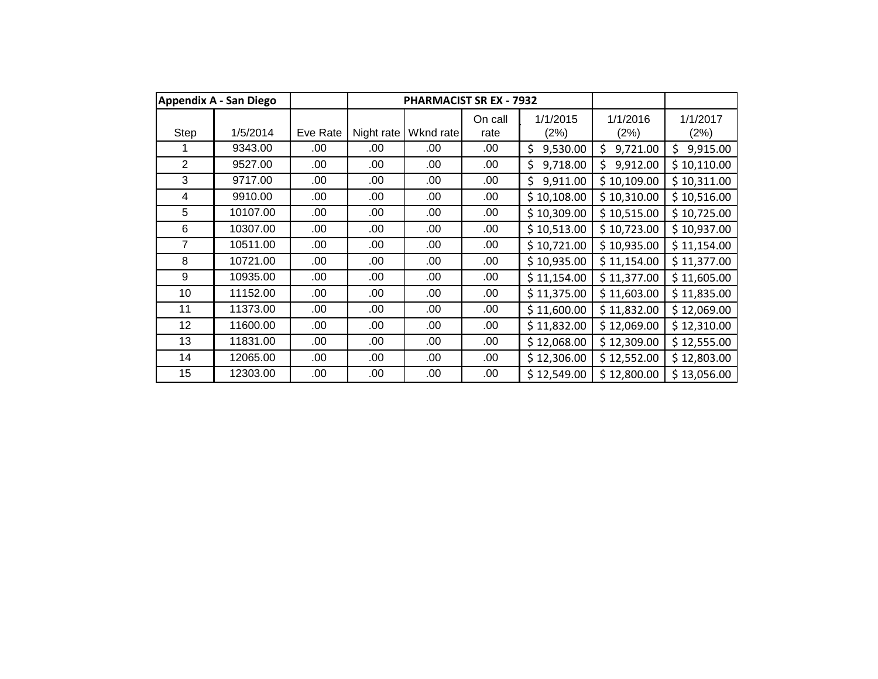| Appendix A - San Diego | | | PHARMACIST SR EX - 7932 | | | | | |
|---|---|---|---|---|---|---|---|---|
| Step | 1/5/2014 | Eve Rate | Night rate | Wknd rate | On call rate | 1/1/2015 (2%) | 1/1/2016 (2%) | 1/1/2017 (2%) |
| 1 | 9343.00 | .00 | .00 | .00 | .00 | $ 9,530.00 | $ 9,721.00 | $ 9,915.00 |
| 2 | 9527.00 | .00 | .00 | .00 | .00 | $ 9,718.00 | $ 9,912.00 | $ 10,110.00 |
| 3 | 9717.00 | .00 | .00 | .00 | .00 | $ 9,911.00 | $ 10,109.00 | $ 10,311.00 |
| 4 | 9910.00 | .00 | .00 | .00 | .00 | $ 10,108.00 | $ 10,310.00 | $ 10,516.00 |
| 5 | 10107.00 | .00 | .00 | .00 | .00 | $ 10,309.00 | $ 10,515.00 | $ 10,725.00 |
| 6 | 10307.00 | .00 | .00 | .00 | .00 | $ 10,513.00 | $ 10,723.00 | $ 10,937.00 |
| 7 | 10511.00 | .00 | .00 | .00 | .00 | $ 10,721.00 | $ 10,935.00 | $ 11,154.00 |
| 8 | 10721.00 | .00 | .00 | .00 | .00 | $ 10,935.00 | $ 11,154.00 | $ 11,377.00 |
| 9 | 10935.00 | .00 | .00 | .00 | .00 | $ 11,154.00 | $ 11,377.00 | $ 11,605.00 |
| 10 | 11152.00 | .00 | .00 | .00 | .00 | $ 11,375.00 | $ 11,603.00 | $ 11,835.00 |
| 11 | 11373.00 | .00 | .00 | .00 | .00 | $ 11,600.00 | $ 11,832.00 | $ 12,069.00 |
| 12 | 11600.00 | .00 | .00 | .00 | .00 | $ 11,832.00 | $ 12,069.00 | $ 12,310.00 |
| 13 | 11831.00 | .00 | .00 | .00 | .00 | $ 12,068.00 | $ 12,309.00 | $ 12,555.00 |
| 14 | 12065.00 | .00 | .00 | .00 | .00 | $ 12,306.00 | $ 12,552.00 | $ 12,803.00 |
| 15 | 12303.00 | .00 | .00 | .00 | .00 | $ 12,549.00 | $ 12,800.00 | $ 13,056.00 |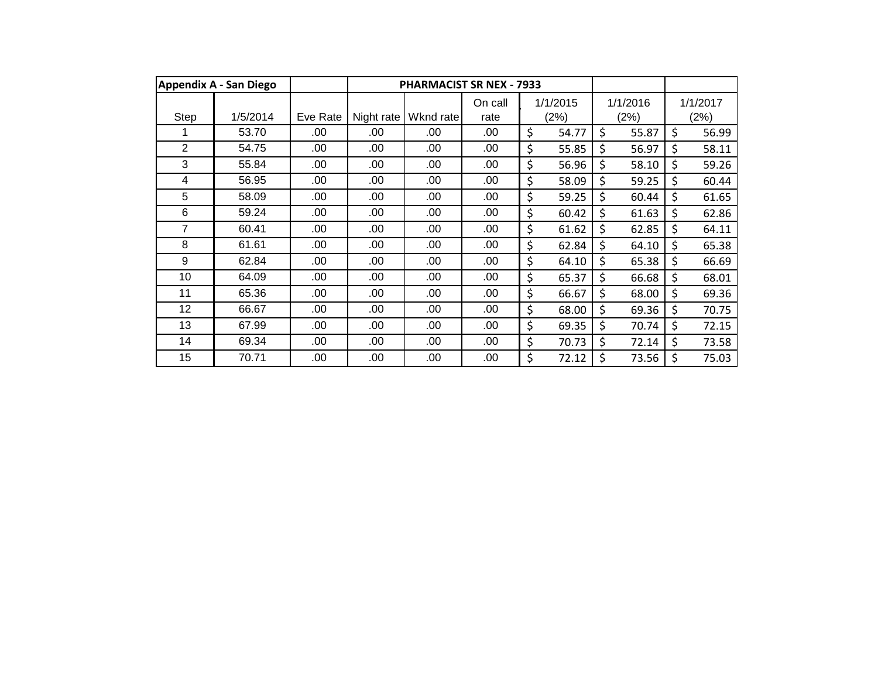| Appendix A - San Diego | | | PHARMACIST SR NEX - 7933 | | | | | |
|---|---|---|---|---|---|---|---|---|
| Step | 1/5/2014 | Eve Rate | Night rate | Wknd rate | On call rate | 1/1/2015 (2%) | 1/1/2016 (2%) | 1/1/2017 (2%) |
| 1 | 53.70 | .00 | .00 | .00 | .00 | $ 54.77 | $ 55.87 | $ 56.99 |
| 2 | 54.75 | .00 | .00 | .00 | .00 | $ 55.85 | $ 56.97 | $ 58.11 |
| 3 | 55.84 | .00 | .00 | .00 | .00 | $ 56.96 | $ 58.10 | $ 59.26 |
| 4 | 56.95 | .00 | .00 | .00 | .00 | $ 58.09 | $ 59.25 | $ 60.44 |
| 5 | 58.09 | .00 | .00 | .00 | .00 | $ 59.25 | $ 60.44 | $ 61.65 |
| 6 | 59.24 | .00 | .00 | .00 | .00 | $ 60.42 | $ 61.63 | $ 62.86 |
| 7 | 60.41 | .00 | .00 | .00 | .00 | $ 61.62 | $ 62.85 | $ 64.11 |
| 8 | 61.61 | .00 | .00 | .00 | .00 | $ 62.84 | $ 64.10 | $ 65.38 |
| 9 | 62.84 | .00 | .00 | .00 | .00 | $ 64.10 | $ 65.38 | $ 66.69 |
| 10 | 64.09 | .00 | .00 | .00 | .00 | $ 65.37 | $ 66.68 | $ 68.01 |
| 11 | 65.36 | .00 | .00 | .00 | .00 | $ 66.67 | $ 68.00 | $ 69.36 |
| 12 | 66.67 | .00 | .00 | .00 | .00 | $ 68.00 | $ 69.36 | $ 70.75 |
| 13 | 67.99 | .00 | .00 | .00 | .00 | $ 69.35 | $ 70.74 | $ 72.15 |
| 14 | 69.34 | .00 | .00 | .00 | .00 | $ 70.73 | $ 72.14 | $ 73.58 |
| 15 | 70.71 | .00 | .00 | .00 | .00 | $ 72.12 | $ 73.56 | $ 75.03 |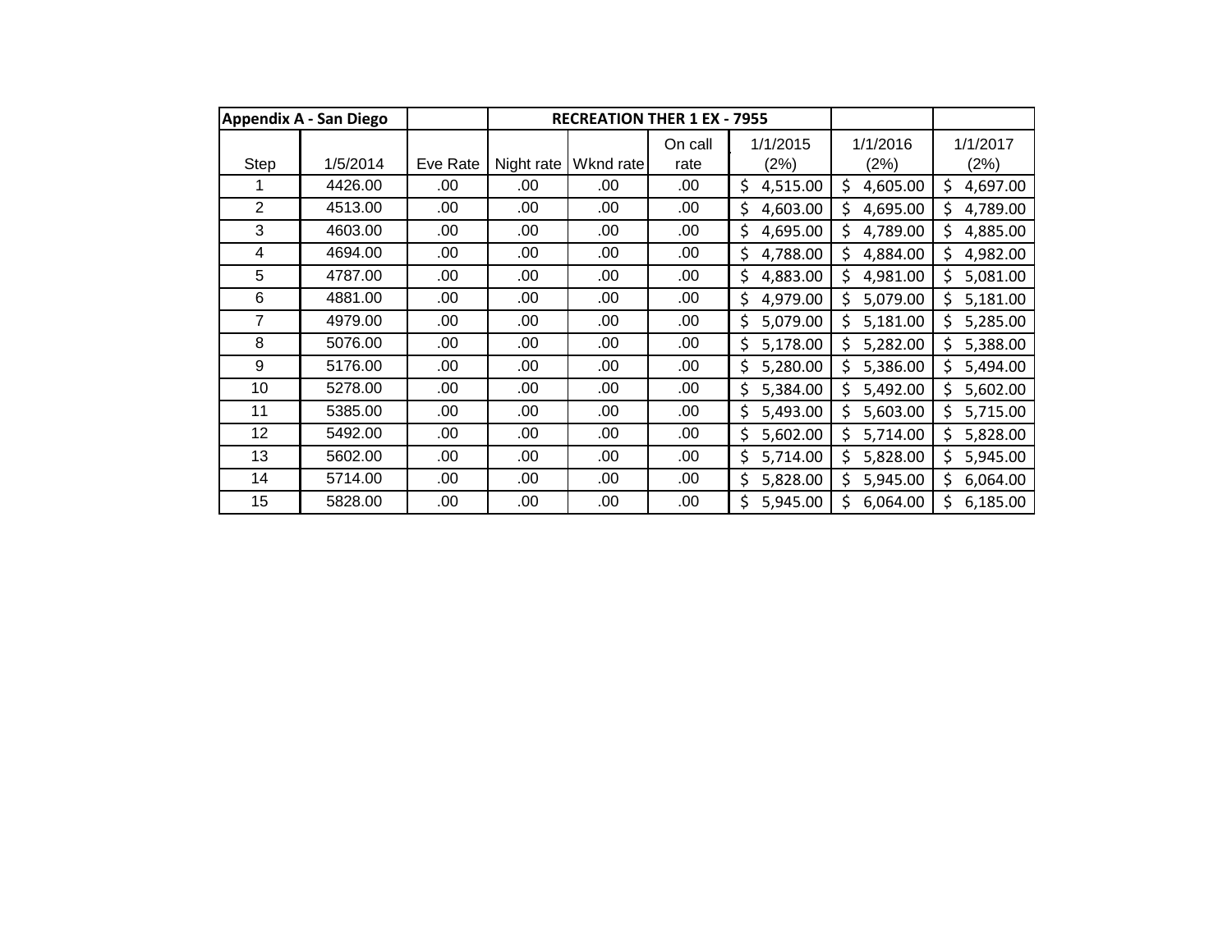| Appendix A - San Diego | | | RECREATION THER 1 EX - 7955 | | | | | |
|---|---|---|---|---|---|---|---|---|
| Step | 1/5/2014 | Eve Rate | Night rate | Wknd rate | On call rate | 1/1/2015 (2%) | 1/1/2016 (2%) | 1/1/2017 (2%) |
| 1 | 4426.00 | .00 | .00 | .00 | .00 | $ 4,515.00 | $ 4,605.00 | $ 4,697.00 |
| 2 | 4513.00 | .00 | .00 | .00 | .00 | $ 4,603.00 | $ 4,695.00 | $ 4,789.00 |
| 3 | 4603.00 | .00 | .00 | .00 | .00 | $ 4,695.00 | $ 4,789.00 | $ 4,885.00 |
| 4 | 4694.00 | .00 | .00 | .00 | .00 | $ 4,788.00 | $ 4,884.00 | $ 4,982.00 |
| 5 | 4787.00 | .00 | .00 | .00 | .00 | $ 4,883.00 | $ 4,981.00 | $ 5,081.00 |
| 6 | 4881.00 | .00 | .00 | .00 | .00 | $ 4,979.00 | $ 5,079.00 | $ 5,181.00 |
| 7 | 4979.00 | .00 | .00 | .00 | .00 | $ 5,079.00 | $ 5,181.00 | $ 5,285.00 |
| 8 | 5076.00 | .00 | .00 | .00 | .00 | $ 5,178.00 | $ 5,282.00 | $ 5,388.00 |
| 9 | 5176.00 | .00 | .00 | .00 | .00 | $ 5,280.00 | $ 5,386.00 | $ 5,494.00 |
| 10 | 5278.00 | .00 | .00 | .00 | .00 | $ 5,384.00 | $ 5,492.00 | $ 5,602.00 |
| 11 | 5385.00 | .00 | .00 | .00 | .00 | $ 5,493.00 | $ 5,603.00 | $ 5,715.00 |
| 12 | 5492.00 | .00 | .00 | .00 | .00 | $ 5,602.00 | $ 5,714.00 | $ 5,828.00 |
| 13 | 5602.00 | .00 | .00 | .00 | .00 | $ 5,714.00 | $ 5,828.00 | $ 5,945.00 |
| 14 | 5714.00 | .00 | .00 | .00 | .00 | $ 5,828.00 | $ 5,945.00 | $ 6,064.00 |
| 15 | 5828.00 | .00 | .00 | .00 | .00 | $ 5,945.00 | $ 6,064.00 | $ 6,185.00 |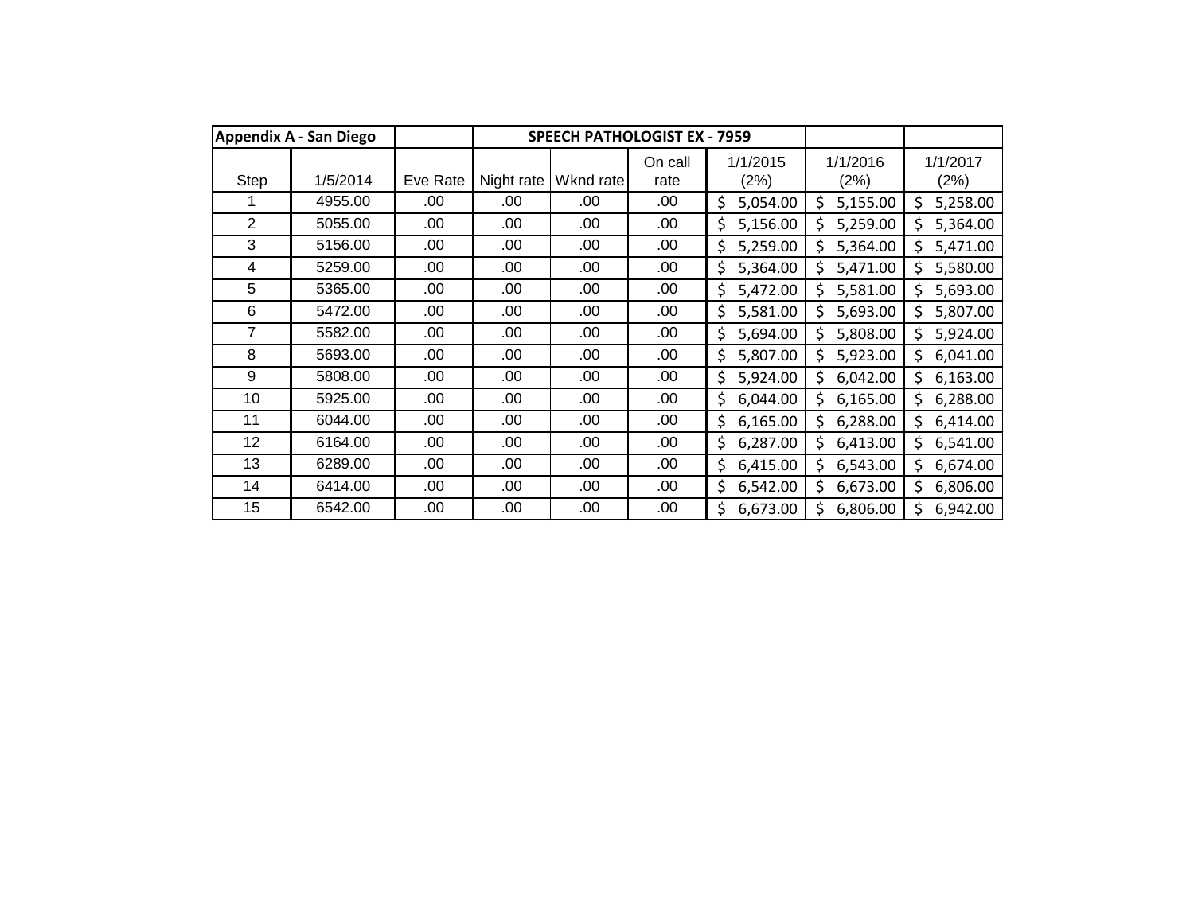| Appendix A - San Diego | | | SPEECH PATHOLOGIST EX - 7959 | | | | | |
|---|---|---|---|---|---|---|---|---|
| Step | 1/5/2014 | Eve Rate | Night rate | Wknd rate | On call rate | 1/1/2015 (2%) | 1/1/2016 (2%) | 1/1/2017 (2%) |
| 1 | 4955.00 | .00 | .00 | .00 | .00 | $ 5,054.00 | $ 5,155.00 | $ 5,258.00 |
| 2 | 5055.00 | .00 | .00 | .00 | .00 | $ 5,156.00 | $ 5,259.00 | $ 5,364.00 |
| 3 | 5156.00 | .00 | .00 | .00 | .00 | $ 5,259.00 | $ 5,364.00 | $ 5,471.00 |
| 4 | 5259.00 | .00 | .00 | .00 | .00 | $ 5,364.00 | $ 5,471.00 | $ 5,580.00 |
| 5 | 5365.00 | .00 | .00 | .00 | .00 | $ 5,472.00 | $ 5,581.00 | $ 5,693.00 |
| 6 | 5472.00 | .00 | .00 | .00 | .00 | $ 5,581.00 | $ 5,693.00 | $ 5,807.00 |
| 7 | 5582.00 | .00 | .00 | .00 | .00 | $ 5,694.00 | $ 5,808.00 | $ 5,924.00 |
| 8 | 5693.00 | .00 | .00 | .00 | .00 | $ 5,807.00 | $ 5,923.00 | $ 6,041.00 |
| 9 | 5808.00 | .00 | .00 | .00 | .00 | $ 5,924.00 | $ 6,042.00 | $ 6,163.00 |
| 10 | 5925.00 | .00 | .00 | .00 | .00 | $ 6,044.00 | $ 6,165.00 | $ 6,288.00 |
| 11 | 6044.00 | .00 | .00 | .00 | .00 | $ 6,165.00 | $ 6,288.00 | $ 6,414.00 |
| 12 | 6164.00 | .00 | .00 | .00 | .00 | $ 6,287.00 | $ 6,413.00 | $ 6,541.00 |
| 13 | 6289.00 | .00 | .00 | .00 | .00 | $ 6,415.00 | $ 6,543.00 | $ 6,674.00 |
| 14 | 6414.00 | .00 | .00 | .00 | .00 | $ 6,542.00 | $ 6,673.00 | $ 6,806.00 |
| 15 | 6542.00 | .00 | .00 | .00 | .00 | $ 6,673.00 | $ 6,806.00 | $ 6,942.00 |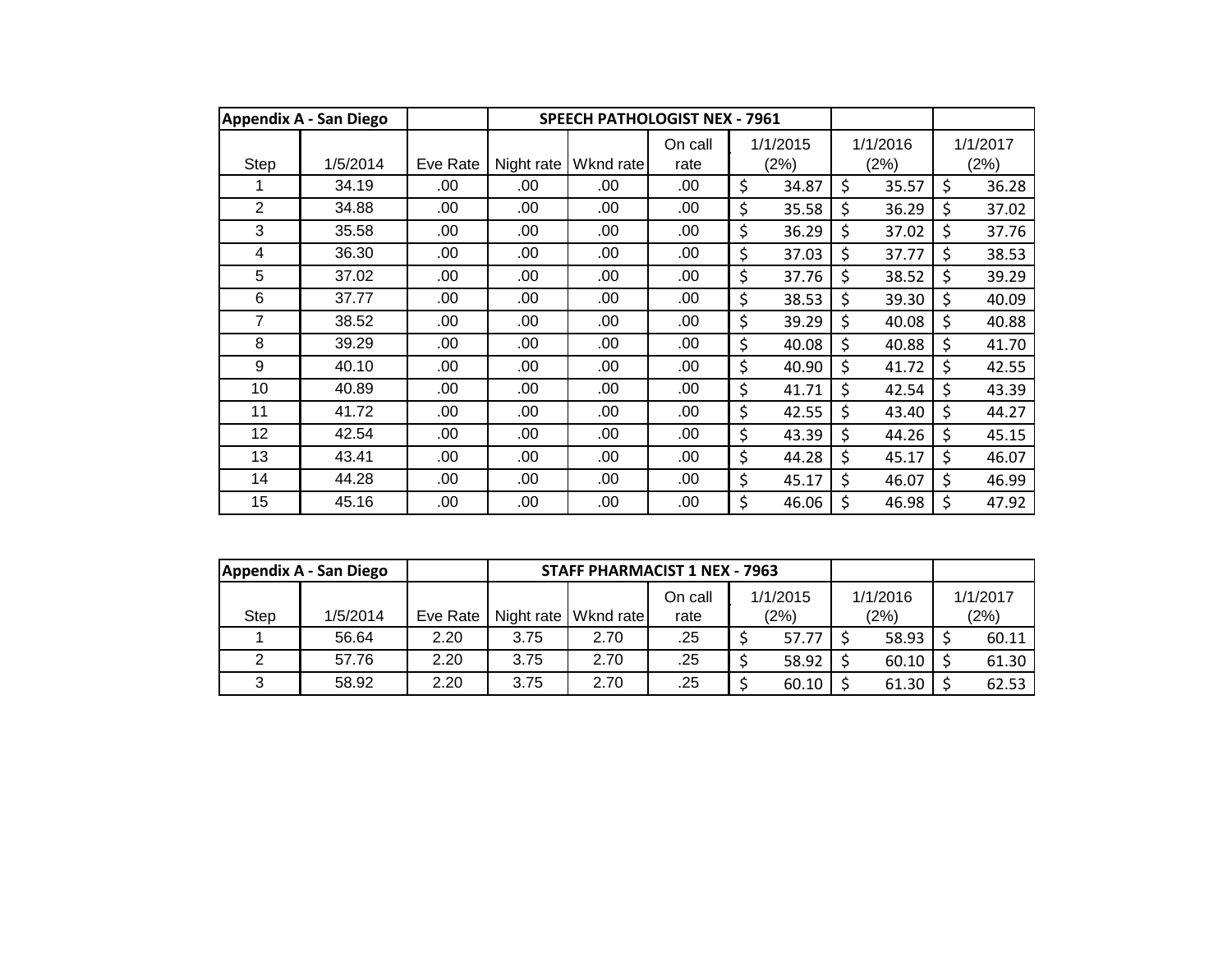| Appendix A - San Diego | | | SPEECH PATHOLOGIST NEX - 7961 | | | | | |
|---|---|---|---|---|---|---|---|---|
| Step | 1/5/2014 | Eve Rate | Night rate | Wknd rate | On call rate | 1/1/2015 (2%) | 1/1/2016 (2%) | 1/1/2017 (2%) |
| 1 | 34.19 | .00 | .00 | .00 | .00 | $ 34.87 | $ 35.57 | $ 36.28 |
| 2 | 34.88 | .00 | .00 | .00 | .00 | $ 35.58 | $ 36.29 | $ 37.02 |
| 3 | 35.58 | .00 | .00 | .00 | .00 | $ 36.29 | $ 37.02 | $ 37.76 |
| 4 | 36.30 | .00 | .00 | .00 | .00 | $ 37.03 | $ 37.77 | $ 38.53 |
| 5 | 37.02 | .00 | .00 | .00 | .00 | $ 37.76 | $ 38.52 | $ 39.29 |
| 6 | 37.77 | .00 | .00 | .00 | .00 | $ 38.53 | $ 39.30 | $ 40.09 |
| 7 | 38.52 | .00 | .00 | .00 | .00 | $ 39.29 | $ 40.08 | $ 40.88 |
| 8 | 39.29 | .00 | .00 | .00 | .00 | $ 40.08 | $ 40.88 | $ 41.70 |
| 9 | 40.10 | .00 | .00 | .00 | .00 | $ 40.90 | $ 41.72 | $ 42.55 |
| 10 | 40.89 | .00 | .00 | .00 | .00 | $ 41.71 | $ 42.54 | $ 43.39 |
| 11 | 41.72 | .00 | .00 | .00 | .00 | $ 42.55 | $ 43.40 | $ 44.27 |
| 12 | 42.54 | .00 | .00 | .00 | .00 | $ 43.39 | $ 44.26 | $ 45.15 |
| 13 | 43.41 | .00 | .00 | .00 | .00 | $ 44.28 | $ 45.17 | $ 46.07 |
| 14 | 44.28 | .00 | .00 | .00 | .00 | $ 45.17 | $ 46.07 | $ 46.99 |
| 15 | 45.16 | .00 | .00 | .00 | .00 | $ 46.06 | $ 46.98 | $ 47.92 |

| Appendix A - San Diego | | | STAFF PHARMACIST 1 NEX - 7963 | | | | | |
|---|---|---|---|---|---|---|---|---|
| Step | 1/5/2014 | Eve Rate | Night rate | Wknd rate | On call rate | 1/1/2015 (2%) | 1/1/2016 (2%) | 1/1/2017 (2%) |
| 1 | 56.64 | 2.20 | 3.75 | 2.70 | .25 | $ 57.77 | $ 58.93 | $ 60.11 |
| 2 | 57.76 | 2.20 | 3.75 | 2.70 | .25 | $ 58.92 | $ 60.10 | $ 61.30 |
| 3 | 58.92 | 2.20 | 3.75 | 2.70 | .25 | $ 60.10 | $ 61.30 | $ 62.53 |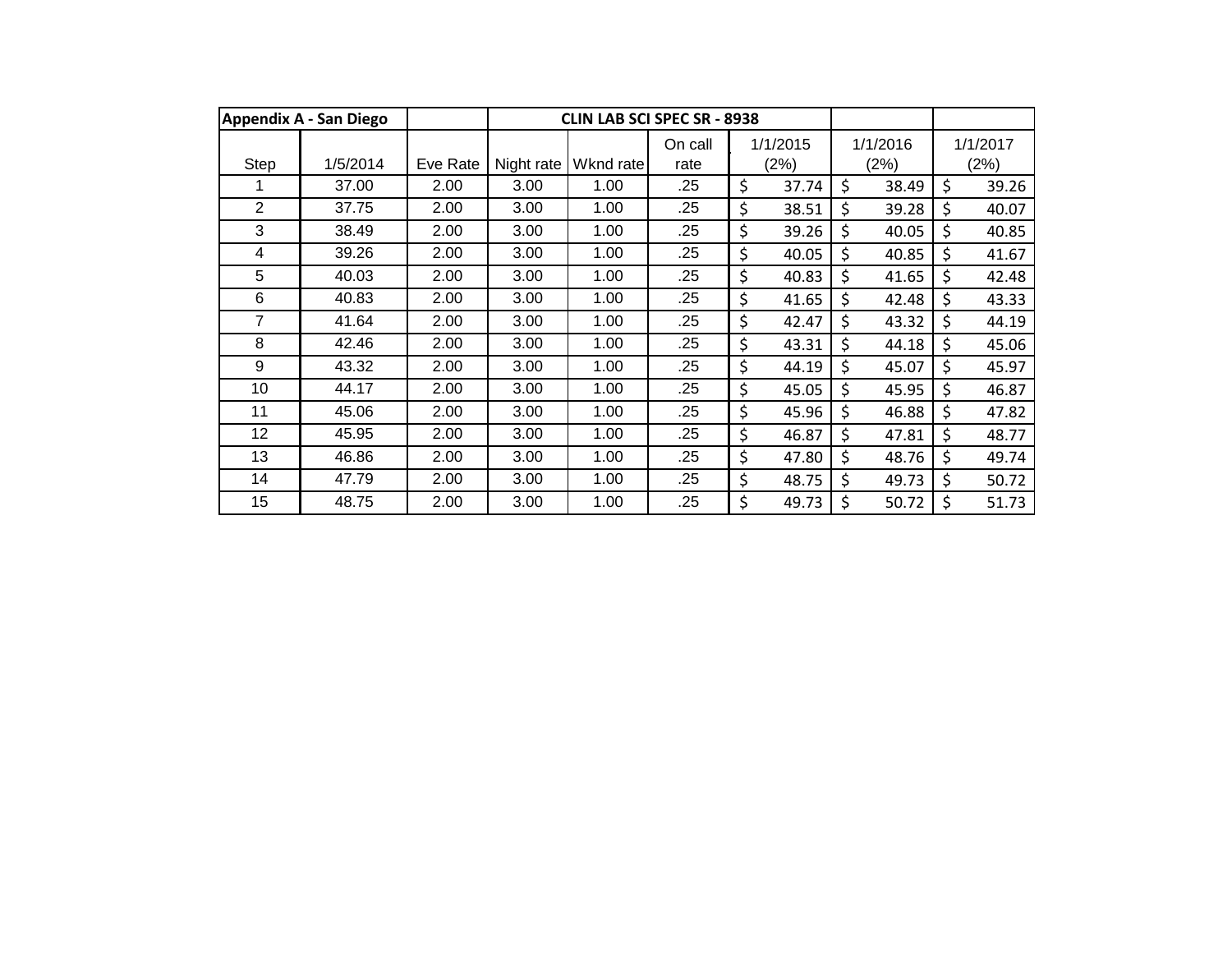| Appendix A - San Diego | | | CLIN LAB SCI SPEC SR - 8938 | | | | | |
|---|---|---|---|---|---|---|---|---|
| Step | 1/5/2014 | Eve Rate | Night rate | Wknd rate | On call rate | 1/1/2015 (2%) | 1/1/2016 (2%) | 1/1/2017 (2%) |
| 1 | 37.00 | 2.00 | 3.00 | 1.00 | .25 | $ 37.74 | $ 38.49 | $ 39.26 |
| 2 | 37.75 | 2.00 | 3.00 | 1.00 | .25 | $ 38.51 | $ 39.28 | $ 40.07 |
| 3 | 38.49 | 2.00 | 3.00 | 1.00 | .25 | $ 39.26 | $ 40.05 | $ 40.85 |
| 4 | 39.26 | 2.00 | 3.00 | 1.00 | .25 | $ 40.05 | $ 40.85 | $ 41.67 |
| 5 | 40.03 | 2.00 | 3.00 | 1.00 | .25 | $ 40.83 | $ 41.65 | $ 42.48 |
| 6 | 40.83 | 2.00 | 3.00 | 1.00 | .25 | $ 41.65 | $ 42.48 | $ 43.33 |
| 7 | 41.64 | 2.00 | 3.00 | 1.00 | .25 | $ 42.47 | $ 43.32 | $ 44.19 |
| 8 | 42.46 | 2.00 | 3.00 | 1.00 | .25 | $ 43.31 | $ 44.18 | $ 45.06 |
| 9 | 43.32 | 2.00 | 3.00 | 1.00 | .25 | $ 44.19 | $ 45.07 | $ 45.97 |
| 10 | 44.17 | 2.00 | 3.00 | 1.00 | .25 | $ 45.05 | $ 45.95 | $ 46.87 |
| 11 | 45.06 | 2.00 | 3.00 | 1.00 | .25 | $ 45.96 | $ 46.88 | $ 47.82 |
| 12 | 45.95 | 2.00 | 3.00 | 1.00 | .25 | $ 46.87 | $ 47.81 | $ 48.77 |
| 13 | 46.86 | 2.00 | 3.00 | 1.00 | .25 | $ 47.80 | $ 48.76 | $ 49.74 |
| 14 | 47.79 | 2.00 | 3.00 | 1.00 | .25 | $ 48.75 | $ 49.73 | $ 50.72 |
| 15 | 48.75 | 2.00 | 3.00 | 1.00 | .25 | $ 49.73 | $ 50.72 | $ 51.73 |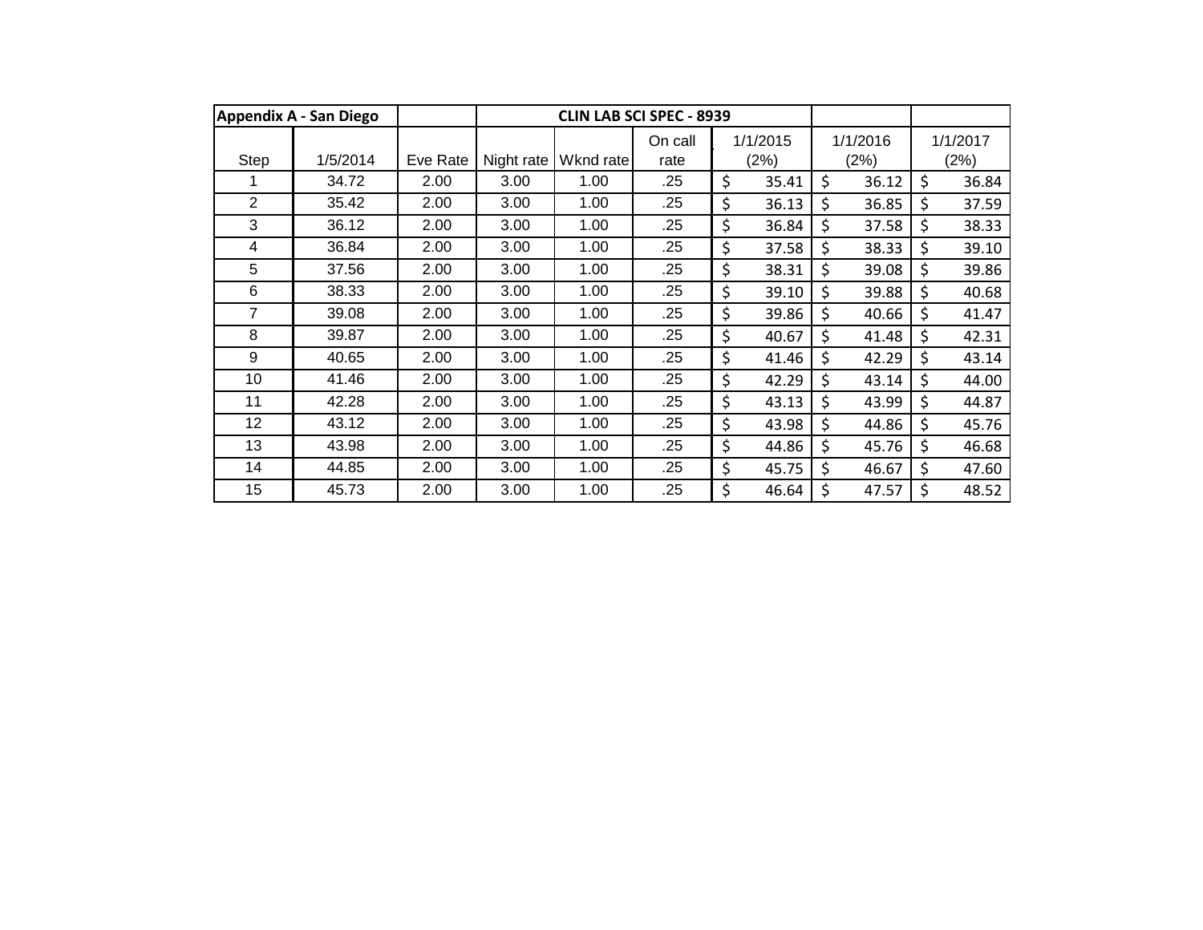| Appendix A - San Diego | | | CLIN LAB SCI SPEC - 8939 | | | | | |
|---|---|---|---|---|---|---|---|---|
| Step | 1/5/2014 | Eve Rate | Night rate | Wknd rate | On call rate | 1/1/2015 (2%) | 1/1/2016 (2%) | 1/1/2017 (2%) |
| 1 | 34.72 | 2.00 | 3.00 | 1.00 | .25 | $ 35.41 | $ 36.12 | $ 36.84 |
| 2 | 35.42 | 2.00 | 3.00 | 1.00 | .25 | $ 36.13 | $ 36.85 | $ 37.59 |
| 3 | 36.12 | 2.00 | 3.00 | 1.00 | .25 | $ 36.84 | $ 37.58 | $ 38.33 |
| 4 | 36.84 | 2.00 | 3.00 | 1.00 | .25 | $ 37.58 | $ 38.33 | $ 39.10 |
| 5 | 37.56 | 2.00 | 3.00 | 1.00 | .25 | $ 38.31 | $ 39.08 | $ 39.86 |
| 6 | 38.33 | 2.00 | 3.00 | 1.00 | .25 | $ 39.10 | $ 39.88 | $ 40.68 |
| 7 | 39.08 | 2.00 | 3.00 | 1.00 | .25 | $ 39.86 | $ 40.66 | $ 41.47 |
| 8 | 39.87 | 2.00 | 3.00 | 1.00 | .25 | $ 40.67 | $ 41.48 | $ 42.31 |
| 9 | 40.65 | 2.00 | 3.00 | 1.00 | .25 | $ 41.46 | $ 42.29 | $ 43.14 |
| 10 | 41.46 | 2.00 | 3.00 | 1.00 | .25 | $ 42.29 | $ 43.14 | $ 44.00 |
| 11 | 42.28 | 2.00 | 3.00 | 1.00 | .25 | $ 43.13 | $ 43.99 | $ 44.87 |
| 12 | 43.12 | 2.00 | 3.00 | 1.00 | .25 | $ 43.98 | $ 44.86 | $ 45.76 |
| 13 | 43.98 | 2.00 | 3.00 | 1.00 | .25 | $ 44.86 | $ 45.76 | $ 46.68 |
| 14 | 44.85 | 2.00 | 3.00 | 1.00 | .25 | $ 45.75 | $ 46.67 | $ 47.60 |
| 15 | 45.73 | 2.00 | 3.00 | 1.00 | .25 | $ 46.64 | $ 47.57 | $ 48.52 |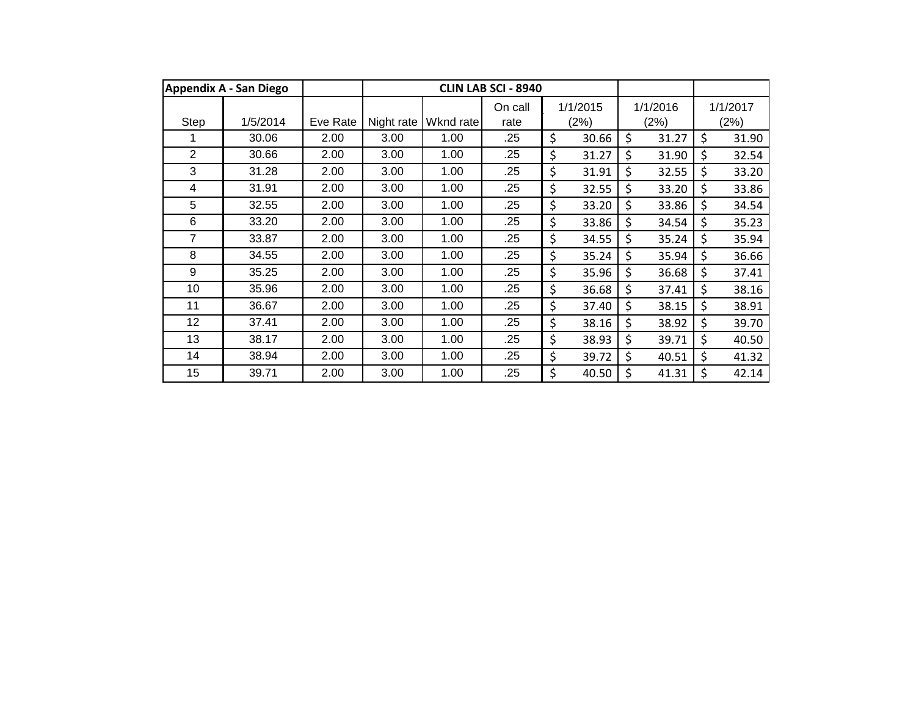| Appendix A - San Diego | | | CLIN LAB SCI - 8940 | | | | | |
|---|---|---|---|---|---|---|---|---|
| Step | 1/5/2014 | Eve Rate | Night rate | Wknd rate | On call rate | 1/1/2015 (2%) | 1/1/2016 (2%) | 1/1/2017 (2%) |
| 1 | 30.06 | 2.00 | 3.00 | 1.00 | .25 | $ 30.66 | $ 31.27 | $ 31.90 |
| 2 | 30.66 | 2.00 | 3.00 | 1.00 | .25 | $ 31.27 | $ 31.90 | $ 32.54 |
| 3 | 31.28 | 2.00 | 3.00 | 1.00 | .25 | $ 31.91 | $ 32.55 | $ 33.20 |
| 4 | 31.91 | 2.00 | 3.00 | 1.00 | .25 | $ 32.55 | $ 33.20 | $ 33.86 |
| 5 | 32.55 | 2.00 | 3.00 | 1.00 | .25 | $ 33.20 | $ 33.86 | $ 34.54 |
| 6 | 33.20 | 2.00 | 3.00 | 1.00 | .25 | $ 33.86 | $ 34.54 | $ 35.23 |
| 7 | 33.87 | 2.00 | 3.00 | 1.00 | .25 | $ 34.55 | $ 35.24 | $ 35.94 |
| 8 | 34.55 | 2.00 | 3.00 | 1.00 | .25 | $ 35.24 | $ 35.94 | $ 36.66 |
| 9 | 35.25 | 2.00 | 3.00 | 1.00 | .25 | $ 35.96 | $ 36.68 | $ 37.41 |
| 10 | 35.96 | 2.00 | 3.00 | 1.00 | .25 | $ 36.68 | $ 37.41 | $ 38.16 |
| 11 | 36.67 | 2.00 | 3.00 | 1.00 | .25 | $ 37.40 | $ 38.15 | $ 38.91 |
| 12 | 37.41 | 2.00 | 3.00 | 1.00 | .25 | $ 38.16 | $ 38.92 | $ 39.70 |
| 13 | 38.17 | 2.00 | 3.00 | 1.00 | .25 | $ 38.93 | $ 39.71 | $ 40.50 |
| 14 | 38.94 | 2.00 | 3.00 | 1.00 | .25 | $ 39.72 | $ 40.51 | $ 41.32 |
| 15 | 39.71 | 2.00 | 3.00 | 1.00 | .25 | $ 40.50 | $ 41.31 | $ 42.14 |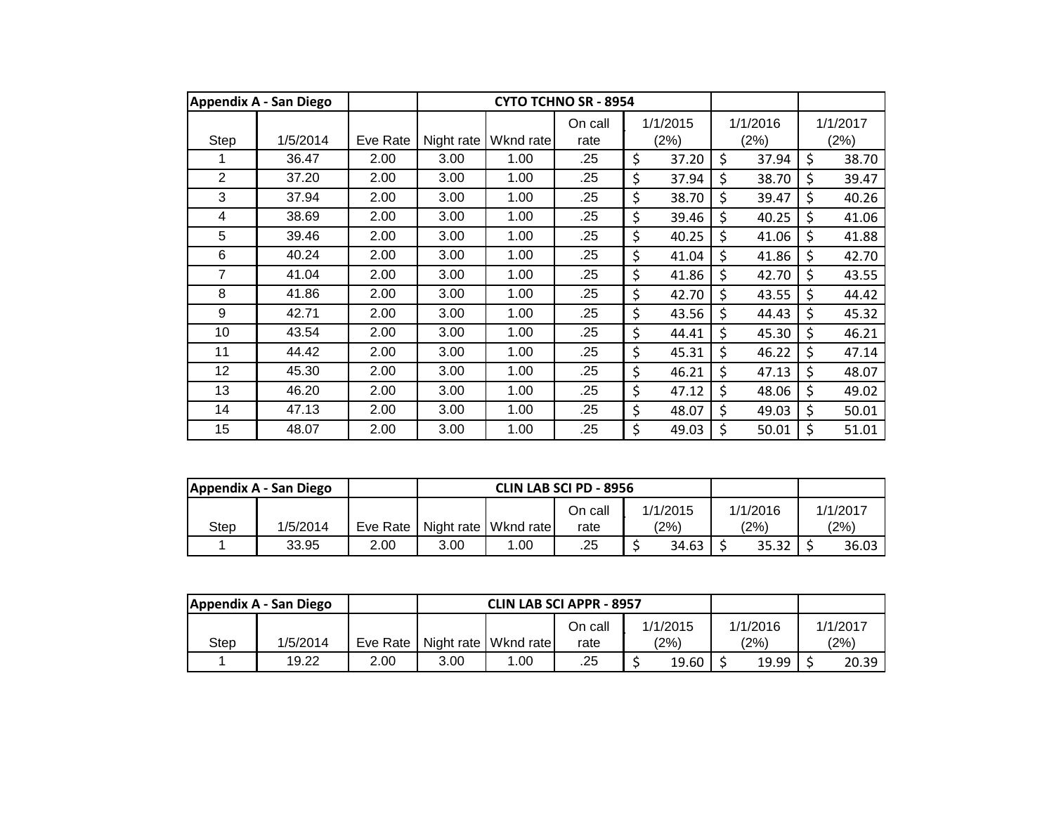| Appendix A - San Diego | | | CYTO TCHNO SR - 8954 | | | | | |
|---|---|---|---|---|---|---|---|---|
| Step | 1/5/2014 | Eve Rate | Night rate | Wknd rate | On call rate | 1/1/2015 (2%) | 1/1/2016 (2%) | 1/1/2017 (2%) |
| 1 | 36.47 | 2.00 | 3.00 | 1.00 | .25 | $ 37.20 | $ 37.94 | $ 38.70 |
| 2 | 37.20 | 2.00 | 3.00 | 1.00 | .25 | $ 37.94 | $ 38.70 | $ 39.47 |
| 3 | 37.94 | 2.00 | 3.00 | 1.00 | .25 | $ 38.70 | $ 39.47 | $ 40.26 |
| 4 | 38.69 | 2.00 | 3.00 | 1.00 | .25 | $ 39.46 | $ 40.25 | $ 41.06 |
| 5 | 39.46 | 2.00 | 3.00 | 1.00 | .25 | $ 40.25 | $ 41.06 | $ 41.88 |
| 6 | 40.24 | 2.00 | 3.00 | 1.00 | .25 | $ 41.04 | $ 41.86 | $ 42.70 |
| 7 | 41.04 | 2.00 | 3.00 | 1.00 | .25 | $ 41.86 | $ 42.70 | $ 43.55 |
| 8 | 41.86 | 2.00 | 3.00 | 1.00 | .25 | $ 42.70 | $ 43.55 | $ 44.42 |
| 9 | 42.71 | 2.00 | 3.00 | 1.00 | .25 | $ 43.56 | $ 44.43 | $ 45.32 |
| 10 | 43.54 | 2.00 | 3.00 | 1.00 | .25 | $ 44.41 | $ 45.30 | $ 46.21 |
| 11 | 44.42 | 2.00 | 3.00 | 1.00 | .25 | $ 45.31 | $ 46.22 | $ 47.14 |
| 12 | 45.30 | 2.00 | 3.00 | 1.00 | .25 | $ 46.21 | $ 47.13 | $ 48.07 |
| 13 | 46.20 | 2.00 | 3.00 | 1.00 | .25 | $ 47.12 | $ 48.06 | $ 49.02 |
| 14 | 47.13 | 2.00 | 3.00 | 1.00 | .25 | $ 48.07 | $ 49.03 | $ 50.01 |
| 15 | 48.07 | 2.00 | 3.00 | 1.00 | .25 | $ 49.03 | $ 50.01 | $ 51.01 |

| Appendix A - San Diego | | | CLIN LAB SCI PD - 8956 | | | | | |
|---|---|---|---|---|---|---|---|---|
| Step | 1/5/2014 | Eve Rate | Night rate | Wknd rate | On call rate | 1/1/2015 (2%) | 1/1/2016 (2%) | 1/1/2017 (2%) |
| 1 | 33.95 | 2.00 | 3.00 | 1.00 | .25 | $ 34.63 | $ 35.32 | $ 36.03 |

| Appendix A - San Diego | | | CLIN LAB SCI APPR - 8957 | | | | | |
|---|---|---|---|---|---|---|---|---|
| Step | 1/5/2014 | Eve Rate | Night rate | Wknd rate | On call rate | 1/1/2015 (2%) | 1/1/2016 (2%) | 1/1/2017 (2%) |
| 1 | 19.22 | 2.00 | 3.00 | 1.00 | .25 | $ 19.60 | $ 19.99 | $ 20.39 |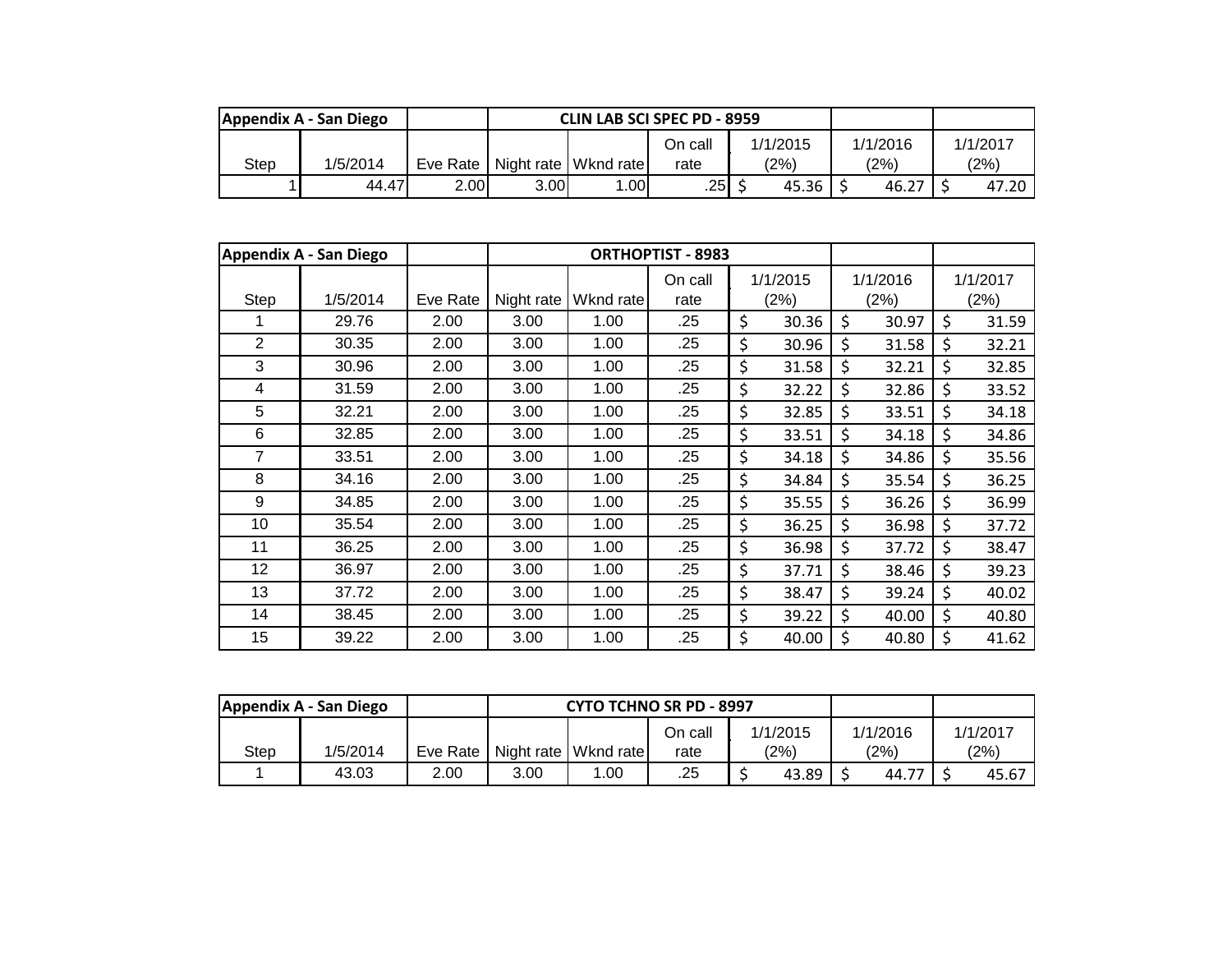| Appendix A - San Diego | | CLIN LAB SCI SPEC PD - 8959 | | | | | | |
|---|---|---|---|---|---|---|---|---|
| Step | 1/5/2014 | Eve Rate | Night rate | Wknd rate | On call rate | 1/1/2015 (2%) | 1/1/2016 (2%) | 1/1/2017 (2%) |
| 1 | 44.47 | 2.00 | 3.00 | 1.00 | .25 | $ 45.36 | $ 46.27 | $ 47.20 |

| Appendix A - San Diego | | ORTHOPTIST - 8983 | | | | | | |
|---|---|---|---|---|---|---|---|---|
| Step | 1/5/2014 | Eve Rate | Night rate | Wknd rate | On call rate | 1/1/2015 (2%) | 1/1/2016 (2%) | 1/1/2017 (2%) |
| 1 | 29.76 | 2.00 | 3.00 | 1.00 | .25 | $ 30.36 | $ 30.97 | $ 31.59 |
| 2 | 30.35 | 2.00 | 3.00 | 1.00 | .25 | $ 30.96 | $ 31.58 | $ 32.21 |
| 3 | 30.96 | 2.00 | 3.00 | 1.00 | .25 | $ 31.58 | $ 32.21 | $ 32.85 |
| 4 | 31.59 | 2.00 | 3.00 | 1.00 | .25 | $ 32.22 | $ 32.86 | $ 33.52 |
| 5 | 32.21 | 2.00 | 3.00 | 1.00 | .25 | $ 32.85 | $ 33.51 | $ 34.18 |
| 6 | 32.85 | 2.00 | 3.00 | 1.00 | .25 | $ 33.51 | $ 34.18 | $ 34.86 |
| 7 | 33.51 | 2.00 | 3.00 | 1.00 | .25 | $ 34.18 | $ 34.86 | $ 35.56 |
| 8 | 34.16 | 2.00 | 3.00 | 1.00 | .25 | $ 34.84 | $ 35.54 | $ 36.25 |
| 9 | 34.85 | 2.00 | 3.00 | 1.00 | .25 | $ 35.55 | $ 36.26 | $ 36.99 |
| 10 | 35.54 | 2.00 | 3.00 | 1.00 | .25 | $ 36.25 | $ 36.98 | $ 37.72 |
| 11 | 36.25 | 2.00 | 3.00 | 1.00 | .25 | $ 36.98 | $ 37.72 | $ 38.47 |
| 12 | 36.97 | 2.00 | 3.00 | 1.00 | .25 | $ 37.71 | $ 38.46 | $ 39.23 |
| 13 | 37.72 | 2.00 | 3.00 | 1.00 | .25 | $ 38.47 | $ 39.24 | $ 40.02 |
| 14 | 38.45 | 2.00 | 3.00 | 1.00 | .25 | $ 39.22 | $ 40.00 | $ 40.80 |
| 15 | 39.22 | 2.00 | 3.00 | 1.00 | .25 | $ 40.00 | $ 40.80 | $ 41.62 |

| Appendix A - San Diego | | CYTO TCHNO SR PD - 8997 | | | | | | |
|---|---|---|---|---|---|---|---|---|
| Step | 1/5/2014 | Eve Rate | Night rate | Wknd rate | On call rate | 1/1/2015 (2%) | 1/1/2016 (2%) | 1/1/2017 (2%) |
| 1 | 43.03 | 2.00 | 3.00 | 1.00 | .25 | $ 43.89 | $ 44.77 | $ 45.67 |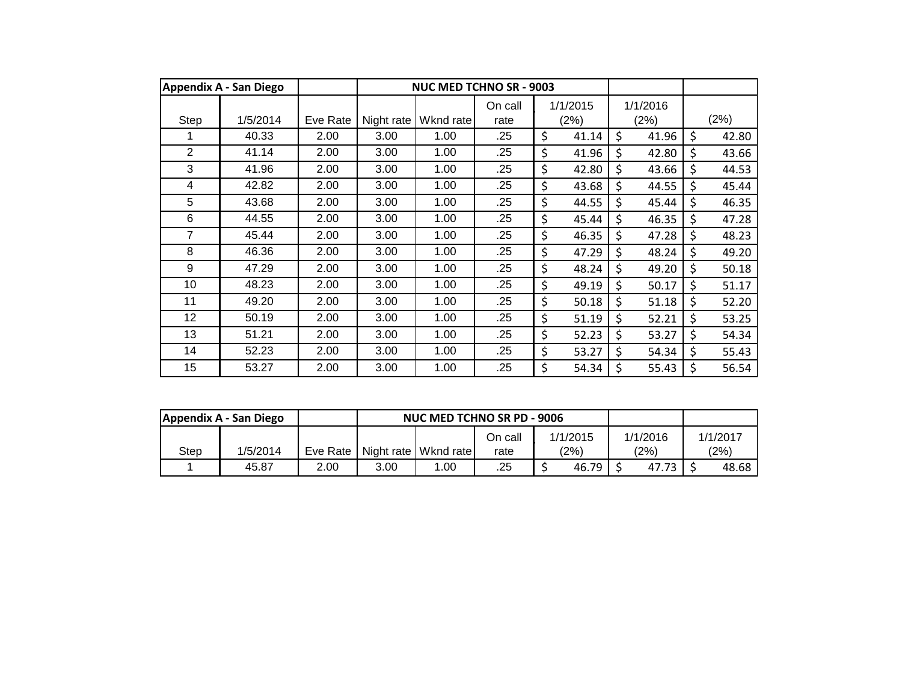| Appendix A - San Diego | | | NUC MED TCHNO SR - 9003 | | | | | |
|---|---|---|---|---|---|---|---|---|
| Step | 1/5/2014 | Eve Rate | Night rate | Wknd rate | On call rate | 1/1/2015 (2%) | 1/1/2016 (2%) | (2%) |
| 1 | 40.33 | 2.00 | 3.00 | 1.00 | .25 | $ 41.14 | $ 41.96 | $ 42.80 |
| 2 | 41.14 | 2.00 | 3.00 | 1.00 | .25 | $ 41.96 | $ 42.80 | $ 43.66 |
| 3 | 41.96 | 2.00 | 3.00 | 1.00 | .25 | $ 42.80 | $ 43.66 | $ 44.53 |
| 4 | 42.82 | 2.00 | 3.00 | 1.00 | .25 | $ 43.68 | $ 44.55 | $ 45.44 |
| 5 | 43.68 | 2.00 | 3.00 | 1.00 | .25 | $ 44.55 | $ 45.44 | $ 46.35 |
| 6 | 44.55 | 2.00 | 3.00 | 1.00 | .25 | $ 45.44 | $ 46.35 | $ 47.28 |
| 7 | 45.44 | 2.00 | 3.00 | 1.00 | .25 | $ 46.35 | $ 47.28 | $ 48.23 |
| 8 | 46.36 | 2.00 | 3.00 | 1.00 | .25 | $ 47.29 | $ 48.24 | $ 49.20 |
| 9 | 47.29 | 2.00 | 3.00 | 1.00 | .25 | $ 48.24 | $ 49.20 | $ 50.18 |
| 10 | 48.23 | 2.00 | 3.00 | 1.00 | .25 | $ 49.19 | $ 50.17 | $ 51.17 |
| 11 | 49.20 | 2.00 | 3.00 | 1.00 | .25 | $ 50.18 | $ 51.18 | $ 52.20 |
| 12 | 50.19 | 2.00 | 3.00 | 1.00 | .25 | $ 51.19 | $ 52.21 | $ 53.25 |
| 13 | 51.21 | 2.00 | 3.00 | 1.00 | .25 | $ 52.23 | $ 53.27 | $ 54.34 |
| 14 | 52.23 | 2.00 | 3.00 | 1.00 | .25 | $ 53.27 | $ 54.34 | $ 55.43 |
| 15 | 53.27 | 2.00 | 3.00 | 1.00 | .25 | $ 54.34 | $ 55.43 | $ 56.54 |

| Appendix A - San Diego | | | NUC MED TCHNO SR PD - 9006 | | | | | |
|---|---|---|---|---|---|---|---|---|
| Step | 1/5/2014 | Eve Rate | Night rate | Wknd rate | On call rate | 1/1/2015 (2%) | 1/1/2016 (2%) | 1/1/2017 (2%) |
| 1 | 45.87 | 2.00 | 3.00 | 1.00 | .25 | $ 46.79 | $ 47.73 | $ 48.68 |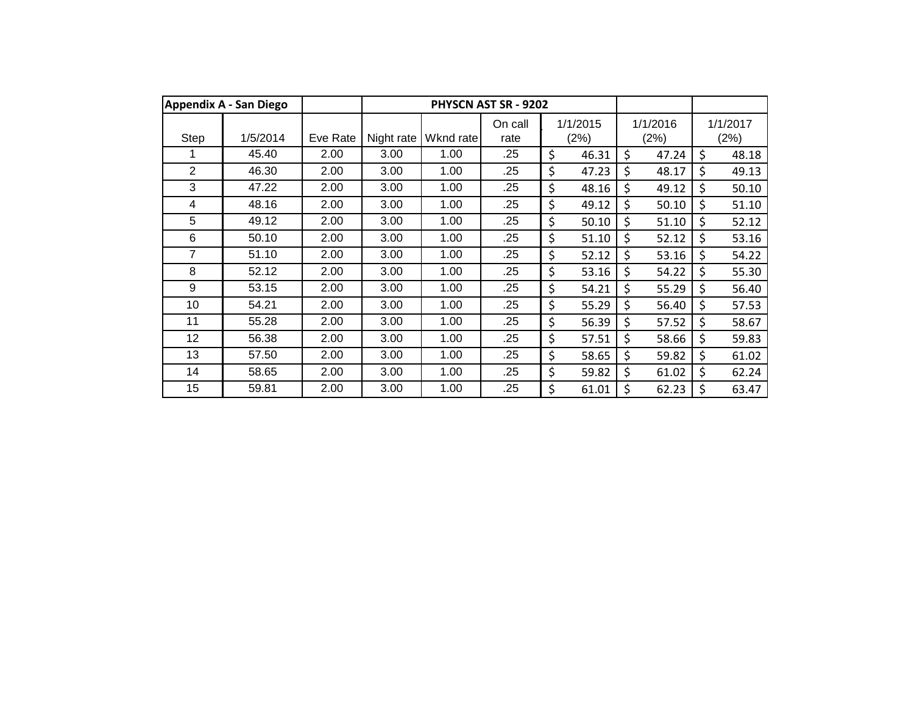| Appendix A - San Diego | | | PHYSCN AST SR - 9202 | | | | | |
|---|---|---|---|---|---|---|---|---|
| Step | 1/5/2014 | Eve Rate | Night rate | Wknd rate | On call rate | 1/1/2015 (2%) | 1/1/2016 (2%) | 1/1/2017 (2%) |
| 1 | 45.40 | 2.00 | 3.00 | 1.00 | .25 | $ 46.31 | $ 47.24 | $ 48.18 |
| 2 | 46.30 | 2.00 | 3.00 | 1.00 | .25 | $ 47.23 | $ 48.17 | $ 49.13 |
| 3 | 47.22 | 2.00 | 3.00 | 1.00 | .25 | $ 48.16 | $ 49.12 | $ 50.10 |
| 4 | 48.16 | 2.00 | 3.00 | 1.00 | .25 | $ 49.12 | $ 50.10 | $ 51.10 |
| 5 | 49.12 | 2.00 | 3.00 | 1.00 | .25 | $ 50.10 | $ 51.10 | $ 52.12 |
| 6 | 50.10 | 2.00 | 3.00 | 1.00 | .25 | $ 51.10 | $ 52.12 | $ 53.16 |
| 7 | 51.10 | 2.00 | 3.00 | 1.00 | .25 | $ 52.12 | $ 53.16 | $ 54.22 |
| 8 | 52.12 | 2.00 | 3.00 | 1.00 | .25 | $ 53.16 | $ 54.22 | $ 55.30 |
| 9 | 53.15 | 2.00 | 3.00 | 1.00 | .25 | $ 54.21 | $ 55.29 | $ 56.40 |
| 10 | 54.21 | 2.00 | 3.00 | 1.00 | .25 | $ 55.29 | $ 56.40 | $ 57.53 |
| 11 | 55.28 | 2.00 | 3.00 | 1.00 | .25 | $ 56.39 | $ 57.52 | $ 58.67 |
| 12 | 56.38 | 2.00 | 3.00 | 1.00 | .25 | $ 57.51 | $ 58.66 | $ 59.83 |
| 13 | 57.50 | 2.00 | 3.00 | 1.00 | .25 | $ 58.65 | $ 59.82 | $ 61.02 |
| 14 | 58.65 | 2.00 | 3.00 | 1.00 | .25 | $ 59.82 | $ 61.02 | $ 62.24 |
| 15 | 59.81 | 2.00 | 3.00 | 1.00 | .25 | $ 61.01 | $ 62.23 | $ 63.47 |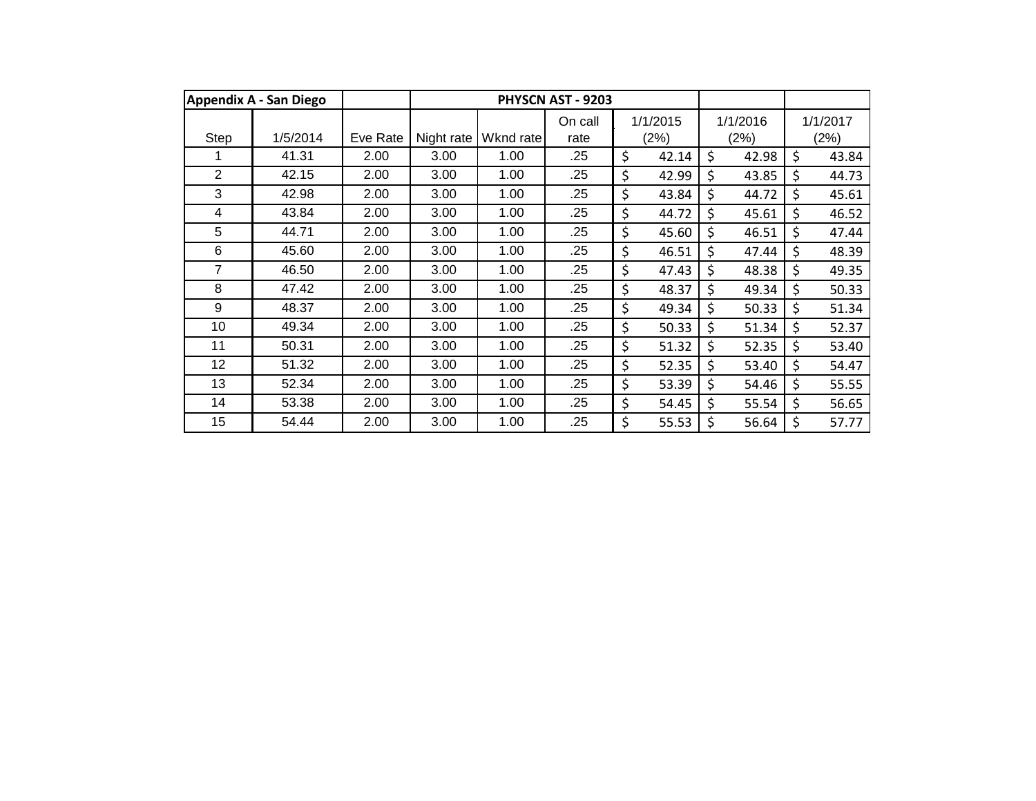| Appendix A - San Diego | | | PHYSCN AST - 9203 | | | | | |
|---|---|---|---|---|---|---|---|---|
| Step | 1/5/2014 | Eve Rate | Night rate | Wknd rate | On call rate | 1/1/2015 (2%) | 1/1/2016 (2%) | 1/1/2017 (2%) |
| 1 | 41.31 | 2.00 | 3.00 | 1.00 | .25 | $ 42.14 | $ 42.98 | $ 43.84 |
| 2 | 42.15 | 2.00 | 3.00 | 1.00 | .25 | $ 42.99 | $ 43.85 | $ 44.73 |
| 3 | 42.98 | 2.00 | 3.00 | 1.00 | .25 | $ 43.84 | $ 44.72 | $ 45.61 |
| 4 | 43.84 | 2.00 | 3.00 | 1.00 | .25 | $ 44.72 | $ 45.61 | $ 46.52 |
| 5 | 44.71 | 2.00 | 3.00 | 1.00 | .25 | $ 45.60 | $ 46.51 | $ 47.44 |
| 6 | 45.60 | 2.00 | 3.00 | 1.00 | .25 | $ 46.51 | $ 47.44 | $ 48.39 |
| 7 | 46.50 | 2.00 | 3.00 | 1.00 | .25 | $ 47.43 | $ 48.38 | $ 49.35 |
| 8 | 47.42 | 2.00 | 3.00 | 1.00 | .25 | $ 48.37 | $ 49.34 | $ 50.33 |
| 9 | 48.37 | 2.00 | 3.00 | 1.00 | .25 | $ 49.34 | $ 50.33 | $ 51.34 |
| 10 | 49.34 | 2.00 | 3.00 | 1.00 | .25 | $ 50.33 | $ 51.34 | $ 52.37 |
| 11 | 50.31 | 2.00 | 3.00 | 1.00 | .25 | $ 51.32 | $ 52.35 | $ 53.40 |
| 12 | 51.32 | 2.00 | 3.00 | 1.00 | .25 | $ 52.35 | $ 53.40 | $ 54.47 |
| 13 | 52.34 | 2.00 | 3.00 | 1.00 | .25 | $ 53.39 | $ 54.46 | $ 55.55 |
| 14 | 53.38 | 2.00 | 3.00 | 1.00 | .25 | $ 54.45 | $ 55.54 | $ 56.65 |
| 15 | 54.44 | 2.00 | 3.00 | 1.00 | .25 | $ 55.53 | $ 56.64 | $ 57.77 |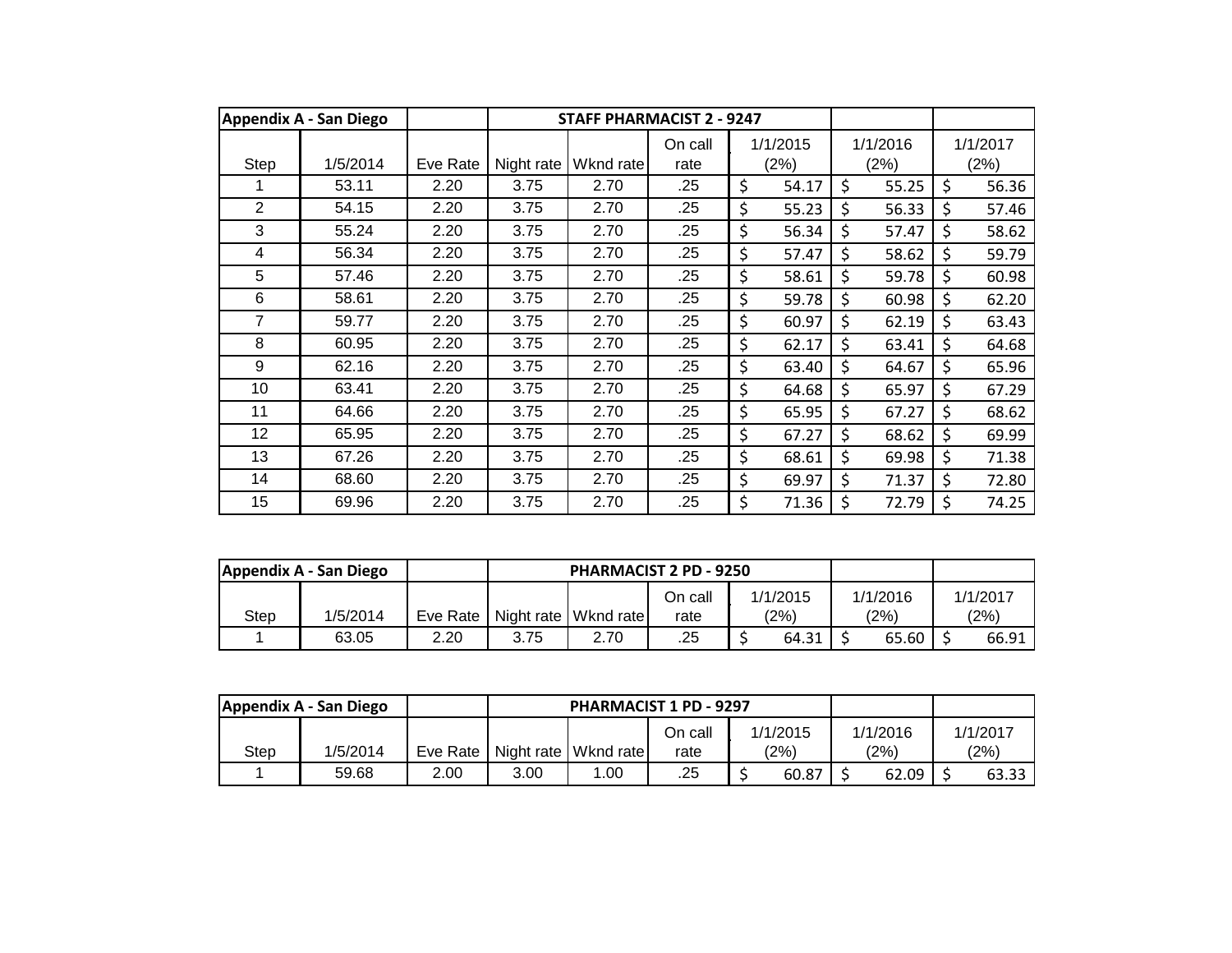| Appendix A - San Diego | | | STAFF PHARMACIST 2 - 9247 | | | | | |
|---|---|---|---|---|---|---|---|---|
| Step | 1/5/2014 | Eve Rate | Night rate | Wknd rate | On call rate | 1/1/2015 (2%) | 1/1/2016 (2%) | 1/1/2017 (2%) |
| 1 | 53.11 | 2.20 | 3.75 | 2.70 | .25 | $ 54.17 | $ 55.25 | $ 56.36 |
| 2 | 54.15 | 2.20 | 3.75 | 2.70 | .25 | $ 55.23 | $ 56.33 | $ 57.46 |
| 3 | 55.24 | 2.20 | 3.75 | 2.70 | .25 | $ 56.34 | $ 57.47 | $ 58.62 |
| 4 | 56.34 | 2.20 | 3.75 | 2.70 | .25 | $ 57.47 | $ 58.62 | $ 59.79 |
| 5 | 57.46 | 2.20 | 3.75 | 2.70 | .25 | $ 58.61 | $ 59.78 | $ 60.98 |
| 6 | 58.61 | 2.20 | 3.75 | 2.70 | .25 | $ 59.78 | $ 60.98 | $ 62.20 |
| 7 | 59.77 | 2.20 | 3.75 | 2.70 | .25 | $ 60.97 | $ 62.19 | $ 63.43 |
| 8 | 60.95 | 2.20 | 3.75 | 2.70 | .25 | $ 62.17 | $ 63.41 | $ 64.68 |
| 9 | 62.16 | 2.20 | 3.75 | 2.70 | .25 | $ 63.40 | $ 64.67 | $ 65.96 |
| 10 | 63.41 | 2.20 | 3.75 | 2.70 | .25 | $ 64.68 | $ 65.97 | $ 67.29 |
| 11 | 64.66 | 2.20 | 3.75 | 2.70 | .25 | $ 65.95 | $ 67.27 | $ 68.62 |
| 12 | 65.95 | 2.20 | 3.75 | 2.70 | .25 | $ 67.27 | $ 68.62 | $ 69.99 |
| 13 | 67.26 | 2.20 | 3.75 | 2.70 | .25 | $ 68.61 | $ 69.98 | $ 71.38 |
| 14 | 68.60 | 2.20 | 3.75 | 2.70 | .25 | $ 69.97 | $ 71.37 | $ 72.80 |
| 15 | 69.96 | 2.20 | 3.75 | 2.70 | .25 | $ 71.36 | $ 72.79 | $ 74.25 |

| Appendix A - San Diego | | | PHARMACIST 2 PD - 9250 | | | | | |
|---|---|---|---|---|---|---|---|---|
| Step | 1/5/2014 | Eve Rate | Night rate | Wknd rate | On call rate | 1/1/2015 (2%) | 1/1/2016 (2%) | 1/1/2017 (2%) |
| 1 | 63.05 | 2.20 | 3.75 | 2.70 | .25 | $ 64.31 | $ 65.60 | $ 66.91 |

| Appendix A - San Diego | | | PHARMACIST 1 PD - 9297 | | | | | |
|---|---|---|---|---|---|---|---|---|
| Step | 1/5/2014 | Eve Rate | Night rate | Wknd rate | On call rate | 1/1/2015 (2%) | 1/1/2016 (2%) | 1/1/2017 (2%) |
| 1 | 59.68 | 2.00 | 3.00 | 1.00 | .25 | $ 60.87 | $ 62.09 | $ 63.33 |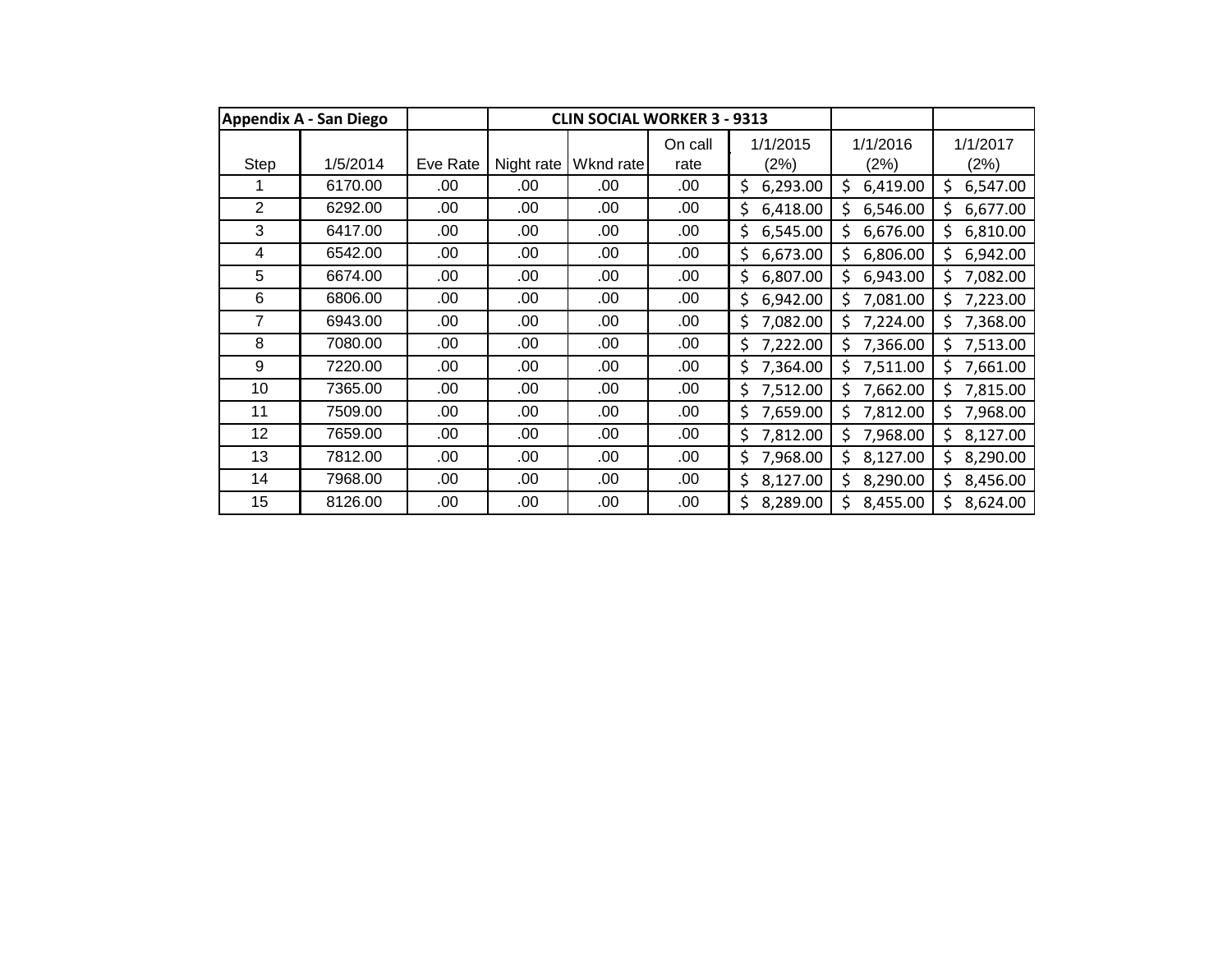| Appendix A - San Diego | | | CLIN SOCIAL WORKER 3 - 9313 | | | | | |
|---|---|---|---|---|---|---|---|---|
| Step | 1/5/2014 | Eve Rate | Night rate | Wknd rate | On call rate | 1/1/2015 (2%) | 1/1/2016 (2%) | 1/1/2017 (2%) |
| 1 | 6170.00 | .00 | .00 | .00 | .00 | $ 6,293.00 | $ 6,419.00 | $ 6,547.00 |
| 2 | 6292.00 | .00 | .00 | .00 | .00 | $ 6,418.00 | $ 6,546.00 | $ 6,677.00 |
| 3 | 6417.00 | .00 | .00 | .00 | .00 | $ 6,545.00 | $ 6,676.00 | $ 6,810.00 |
| 4 | 6542.00 | .00 | .00 | .00 | .00 | $ 6,673.00 | $ 6,806.00 | $ 6,942.00 |
| 5 | 6674.00 | .00 | .00 | .00 | .00 | $ 6,807.00 | $ 6,943.00 | $ 7,082.00 |
| 6 | 6806.00 | .00 | .00 | .00 | .00 | $ 6,942.00 | $ 7,081.00 | $ 7,223.00 |
| 7 | 6943.00 | .00 | .00 | .00 | .00 | $ 7,082.00 | $ 7,224.00 | $ 7,368.00 |
| 8 | 7080.00 | .00 | .00 | .00 | .00 | $ 7,222.00 | $ 7,366.00 | $ 7,513.00 |
| 9 | 7220.00 | .00 | .00 | .00 | .00 | $ 7,364.00 | $ 7,511.00 | $ 7,661.00 |
| 10 | 7365.00 | .00 | .00 | .00 | .00 | $ 7,512.00 | $ 7,662.00 | $ 7,815.00 |
| 11 | 7509.00 | .00 | .00 | .00 | .00 | $ 7,659.00 | $ 7,812.00 | $ 7,968.00 |
| 12 | 7659.00 | .00 | .00 | .00 | .00 | $ 7,812.00 | $ 7,968.00 | $ 8,127.00 |
| 13 | 7812.00 | .00 | .00 | .00 | .00 | $ 7,968.00 | $ 8,127.00 | $ 8,290.00 |
| 14 | 7968.00 | .00 | .00 | .00 | .00 | $ 8,127.00 | $ 8,290.00 | $ 8,456.00 |
| 15 | 8126.00 | .00 | .00 | .00 | .00 | $ 8,289.00 | $ 8,455.00 | $ 8,624.00 |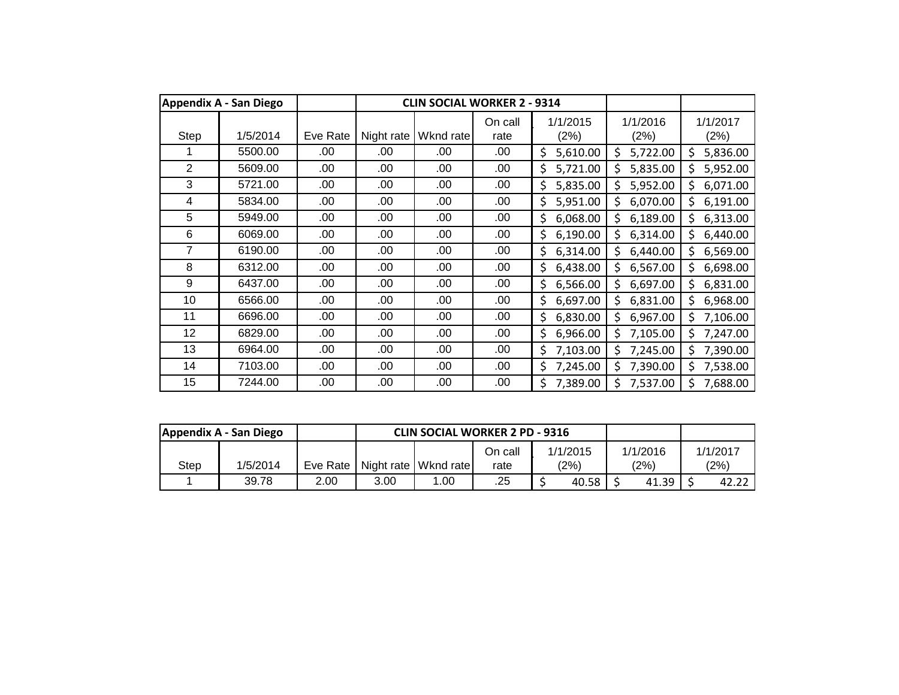| Appendix A - San Diego | | | CLIN SOCIAL WORKER 2 - 9314 | | | | | |
|---|---|---|---|---|---|---|---|---|
| Step | 1/5/2014 | Eve Rate | Night rate | Wknd rate | On call rate | 1/1/2015 (2%) | 1/1/2016 (2%) | 1/1/2017 (2%) |
| 1 | 5500.00 | .00 | .00 | .00 | .00 | $ 5,610.00 | $ 5,722.00 | $ 5,836.00 |
| 2 | 5609.00 | .00 | .00 | .00 | .00 | $ 5,721.00 | $ 5,835.00 | $ 5,952.00 |
| 3 | 5721.00 | .00 | .00 | .00 | .00 | $ 5,835.00 | $ 5,952.00 | $ 6,071.00 |
| 4 | 5834.00 | .00 | .00 | .00 | .00 | $ 5,951.00 | $ 6,070.00 | $ 6,191.00 |
| 5 | 5949.00 | .00 | .00 | .00 | .00 | $ 6,068.00 | $ 6,189.00 | $ 6,313.00 |
| 6 | 6069.00 | .00 | .00 | .00 | .00 | $ 6,190.00 | $ 6,314.00 | $ 6,440.00 |
| 7 | 6190.00 | .00 | .00 | .00 | .00 | $ 6,314.00 | $ 6,440.00 | $ 6,569.00 |
| 8 | 6312.00 | .00 | .00 | .00 | .00 | $ 6,438.00 | $ 6,567.00 | $ 6,698.00 |
| 9 | 6437.00 | .00 | .00 | .00 | .00 | $ 6,566.00 | $ 6,697.00 | $ 6,831.00 |
| 10 | 6566.00 | .00 | .00 | .00 | .00 | $ 6,697.00 | $ 6,831.00 | $ 6,968.00 |
| 11 | 6696.00 | .00 | .00 | .00 | .00 | $ 6,830.00 | $ 6,967.00 | $ 7,106.00 |
| 12 | 6829.00 | .00 | .00 | .00 | .00 | $ 6,966.00 | $ 7,105.00 | $ 7,247.00 |
| 13 | 6964.00 | .00 | .00 | .00 | .00 | $ 7,103.00 | $ 7,245.00 | $ 7,390.00 |
| 14 | 7103.00 | .00 | .00 | .00 | .00 | $ 7,245.00 | $ 7,390.00 | $ 7,538.00 |
| 15 | 7244.00 | .00 | .00 | .00 | .00 | $ 7,389.00 | $ 7,537.00 | $ 7,688.00 |

| Appendix A - San Diego | | | CLIN SOCIAL WORKER 2 PD - 9316 | | | | | |
|---|---|---|---|---|---|---|---|---|
| Step | 1/5/2014 | Eve Rate | Night rate | Wknd rate | On call rate | 1/1/2015 (2%) | 1/1/2016 (2%) | 1/1/2017 (2%) |
| 1 | 39.78 | 2.00 | 3.00 | 1.00 | .25 | $ 40.58 | $ 41.39 | $ 42.22 |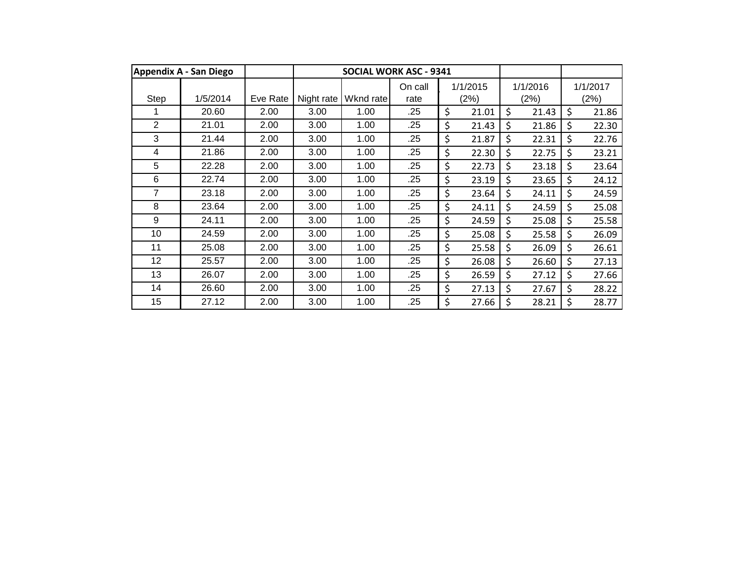| Appendix A - San Diego | | | SOCIAL WORK ASC - 9341 | | | | | |
|---|---|---|---|---|---|---|---|---|
| Step | 1/5/2014 | Eve Rate | Night rate | Wknd rate | On call rate | 1/1/2015 (2%) | 1/1/2016 (2%) | 1/1/2017 (2%) |
| 1 | 20.60 | 2.00 | 3.00 | 1.00 | .25 | $ 21.01 | $ 21.43 | $ 21.86 |
| 2 | 21.01 | 2.00 | 3.00 | 1.00 | .25 | $ 21.43 | $ 21.86 | $ 22.30 |
| 3 | 21.44 | 2.00 | 3.00 | 1.00 | .25 | $ 21.87 | $ 22.31 | $ 22.76 |
| 4 | 21.86 | 2.00 | 3.00 | 1.00 | .25 | $ 22.30 | $ 22.75 | $ 23.21 |
| 5 | 22.28 | 2.00 | 3.00 | 1.00 | .25 | $ 22.73 | $ 23.18 | $ 23.64 |
| 6 | 22.74 | 2.00 | 3.00 | 1.00 | .25 | $ 23.19 | $ 23.65 | $ 24.12 |
| 7 | 23.18 | 2.00 | 3.00 | 1.00 | .25 | $ 23.64 | $ 24.11 | $ 24.59 |
| 8 | 23.64 | 2.00 | 3.00 | 1.00 | .25 | $ 24.11 | $ 24.59 | $ 25.08 |
| 9 | 24.11 | 2.00 | 3.00 | 1.00 | .25 | $ 24.59 | $ 25.08 | $ 25.58 |
| 10 | 24.59 | 2.00 | 3.00 | 1.00 | .25 | $ 25.08 | $ 25.58 | $ 26.09 |
| 11 | 25.08 | 2.00 | 3.00 | 1.00 | .25 | $ 25.58 | $ 26.09 | $ 26.61 |
| 12 | 25.57 | 2.00 | 3.00 | 1.00 | .25 | $ 26.08 | $ 26.60 | $ 27.13 |
| 13 | 26.07 | 2.00 | 3.00 | 1.00 | .25 | $ 26.59 | $ 27.12 | $ 27.66 |
| 14 | 26.60 | 2.00 | 3.00 | 1.00 | .25 | $ 27.13 | $ 27.67 | $ 28.22 |
| 15 | 27.12 | 2.00 | 3.00 | 1.00 | .25 | $ 27.66 | $ 28.21 | $ 28.77 |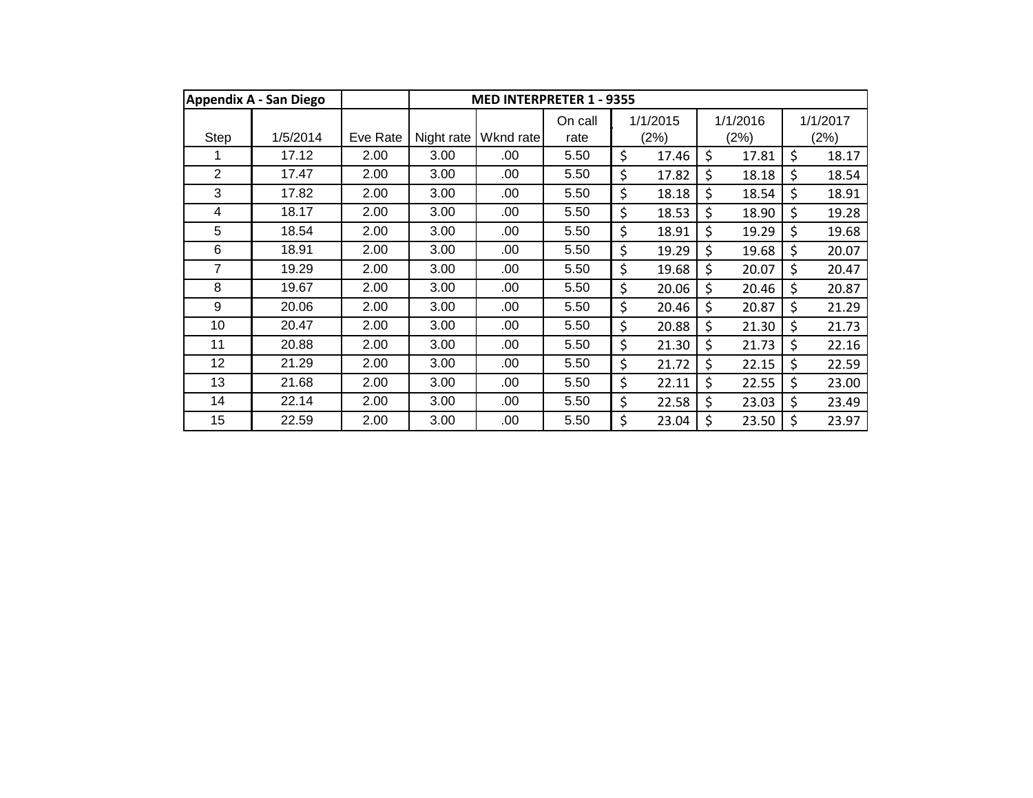| Appendix A - San Diego | | | MED INTERPRETER 1 - 9355 | | | | | |
|---|---|---|---|---|---|---|---|---|
| Step | 1/5/2014 | Eve Rate | Night rate | Wknd rate | On call rate | 1/1/2015 (2%) | 1/1/2016 (2%) | 1/1/2017 (2%) |
| 1 | 17.12 | 2.00 | 3.00 | .00 | 5.50 | $ 17.46 | $ 17.81 | $ 18.17 |
| 2 | 17.47 | 2.00 | 3.00 | .00 | 5.50 | $ 17.82 | $ 18.18 | $ 18.54 |
| 3 | 17.82 | 2.00 | 3.00 | .00 | 5.50 | $ 18.18 | $ 18.54 | $ 18.91 |
| 4 | 18.17 | 2.00 | 3.00 | .00 | 5.50 | $ 18.53 | $ 18.90 | $ 19.28 |
| 5 | 18.54 | 2.00 | 3.00 | .00 | 5.50 | $ 18.91 | $ 19.29 | $ 19.68 |
| 6 | 18.91 | 2.00 | 3.00 | .00 | 5.50 | $ 19.29 | $ 19.68 | $ 20.07 |
| 7 | 19.29 | 2.00 | 3.00 | .00 | 5.50 | $ 19.68 | $ 20.07 | $ 20.47 |
| 8 | 19.67 | 2.00 | 3.00 | .00 | 5.50 | $ 20.06 | $ 20.46 | $ 20.87 |
| 9 | 20.06 | 2.00 | 3.00 | .00 | 5.50 | $ 20.46 | $ 20.87 | $ 21.29 |
| 10 | 20.47 | 2.00 | 3.00 | .00 | 5.50 | $ 20.88 | $ 21.30 | $ 21.73 |
| 11 | 20.88 | 2.00 | 3.00 | .00 | 5.50 | $ 21.30 | $ 21.73 | $ 22.16 |
| 12 | 21.29 | 2.00 | 3.00 | .00 | 5.50 | $ 21.72 | $ 22.15 | $ 22.59 |
| 13 | 21.68 | 2.00 | 3.00 | .00 | 5.50 | $ 22.11 | $ 22.55 | $ 23.00 |
| 14 | 22.14 | 2.00 | 3.00 | .00 | 5.50 | $ 22.58 | $ 23.03 | $ 23.49 |
| 15 | 22.59 | 2.00 | 3.00 | .00 | 5.50 | $ 23.04 | $ 23.50 | $ 23.97 |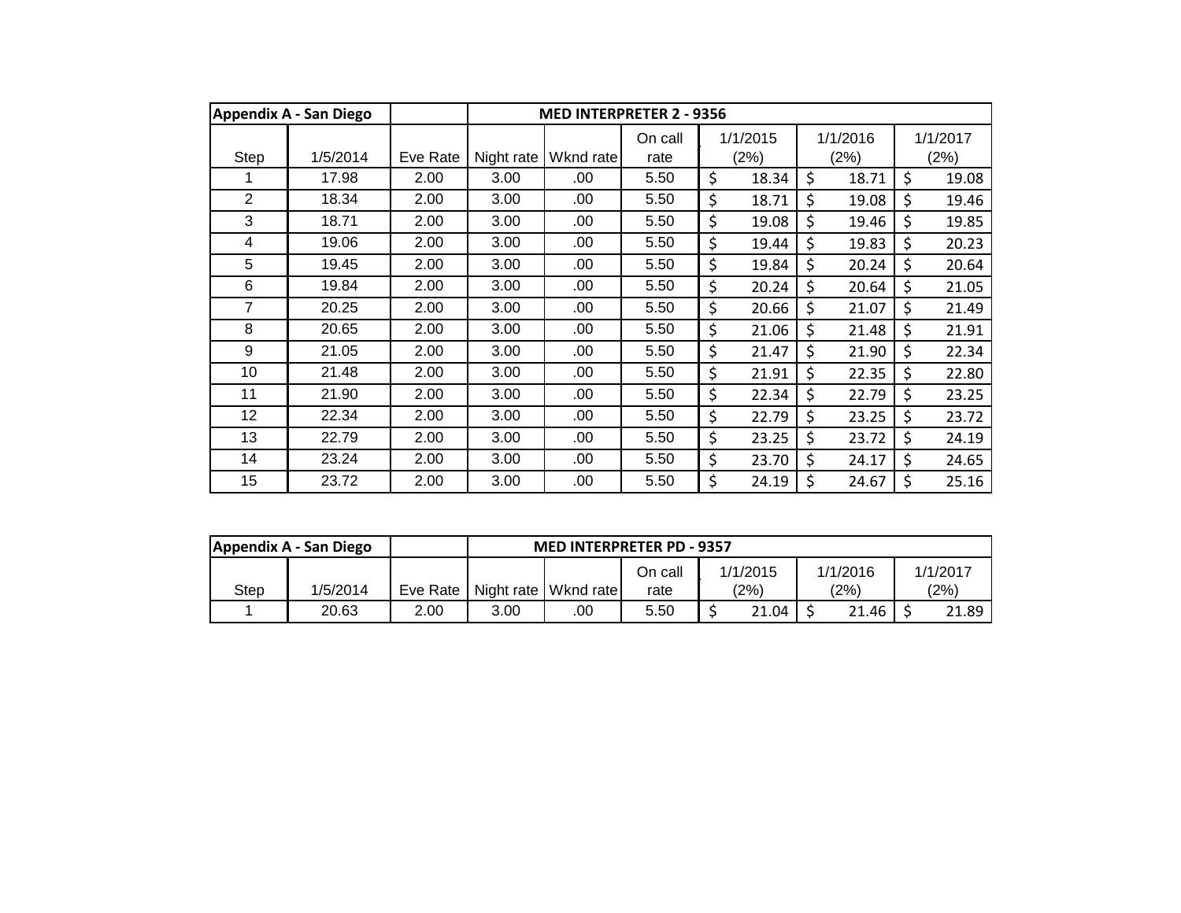| Appendix A - San Diego | | | MED INTERPRETER 2 - 9356 | | | | | |
|---|---|---|---|---|---|---|---|---|
| Step | 1/5/2014 | Eve Rate | Night rate | Wknd rate | On call rate | 1/1/2015 (2%) | 1/1/2016 (2%) | 1/1/2017 (2%) |
| 1 | 17.98 | 2.00 | 3.00 | .00 | 5.50 | $ 18.34 | $ 18.71 | $ 19.08 |
| 2 | 18.34 | 2.00 | 3.00 | .00 | 5.50 | $ 18.71 | $ 19.08 | $ 19.46 |
| 3 | 18.71 | 2.00 | 3.00 | .00 | 5.50 | $ 19.08 | $ 19.46 | $ 19.85 |
| 4 | 19.06 | 2.00 | 3.00 | .00 | 5.50 | $ 19.44 | $ 19.83 | $ 20.23 |
| 5 | 19.45 | 2.00 | 3.00 | .00 | 5.50 | $ 19.84 | $ 20.24 | $ 20.64 |
| 6 | 19.84 | 2.00 | 3.00 | .00 | 5.50 | $ 20.24 | $ 20.64 | $ 21.05 |
| 7 | 20.25 | 2.00 | 3.00 | .00 | 5.50 | $ 20.66 | $ 21.07 | $ 21.49 |
| 8 | 20.65 | 2.00 | 3.00 | .00 | 5.50 | $ 21.06 | $ 21.48 | $ 21.91 |
| 9 | 21.05 | 2.00 | 3.00 | .00 | 5.50 | $ 21.47 | $ 21.90 | $ 22.34 |
| 10 | 21.48 | 2.00 | 3.00 | .00 | 5.50 | $ 21.91 | $ 22.35 | $ 22.80 |
| 11 | 21.90 | 2.00 | 3.00 | .00 | 5.50 | $ 22.34 | $ 22.79 | $ 23.25 |
| 12 | 22.34 | 2.00 | 3.00 | .00 | 5.50 | $ 22.79 | $ 23.25 | $ 23.72 |
| 13 | 22.79 | 2.00 | 3.00 | .00 | 5.50 | $ 23.25 | $ 23.72 | $ 24.19 |
| 14 | 23.24 | 2.00 | 3.00 | .00 | 5.50 | $ 23.70 | $ 24.17 | $ 24.65 |
| 15 | 23.72 | 2.00 | 3.00 | .00 | 5.50 | $ 24.19 | $ 24.67 | $ 25.16 |

| Appendix A - San Diego | | | MED INTERPRETER PD - 9357 | | | | | |
|---|---|---|---|---|---|---|---|---|
| Step | 1/5/2014 | Eve Rate | Night rate | Wknd rate | On call rate | 1/1/2015 (2%) | 1/1/2016 (2%) | 1/1/2017 (2%) |
| 1 | 20.63 | 2.00 | 3.00 | .00 | 5.50 | $ 21.04 | $ 21.46 | $ 21.89 |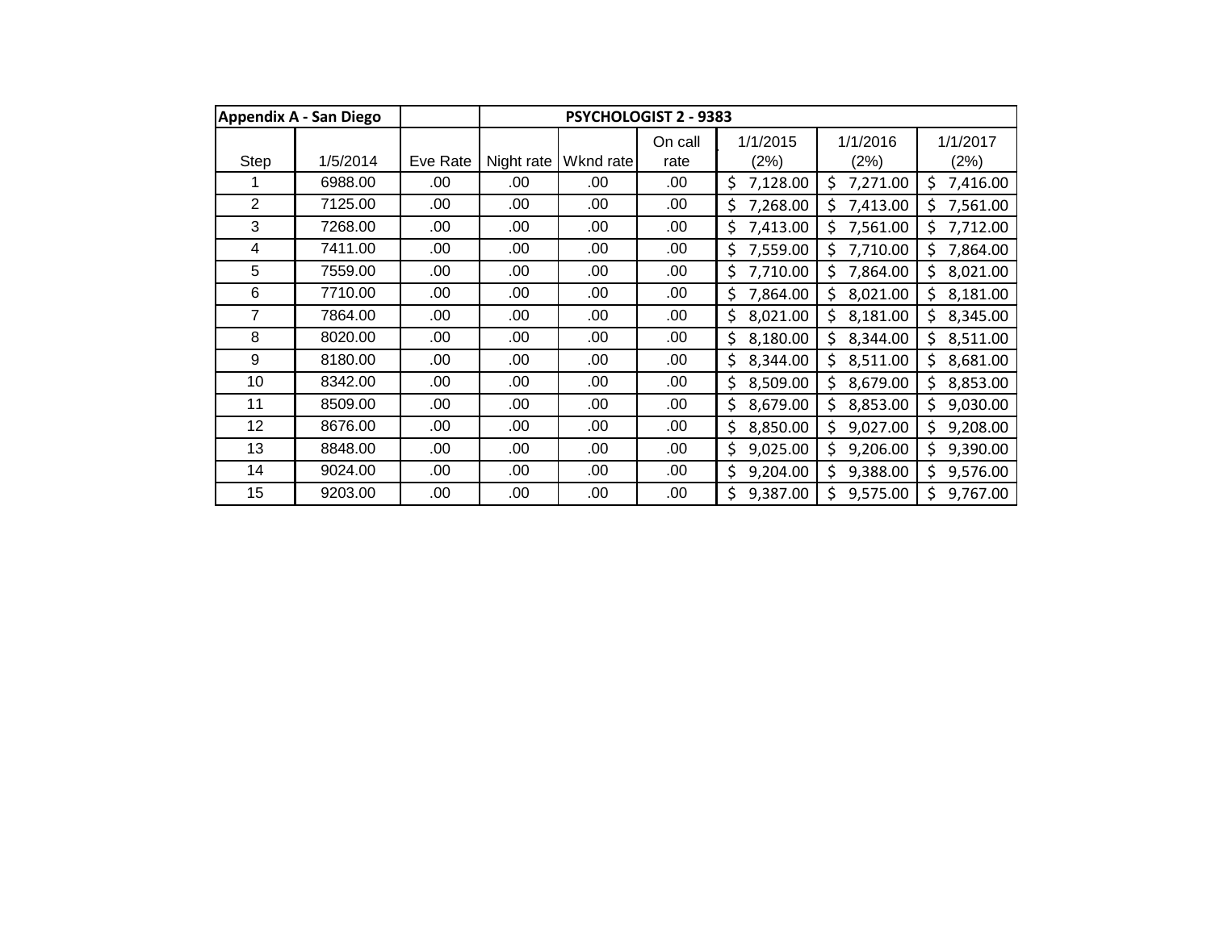| Appendix A - San Diego | | | PSYCHOLOGIST 2 - 9383 | | | | | |
|---|---|---|---|---|---|---|---|---|
| Step | 1/5/2014 | Eve Rate | Night rate | Wknd rate | On call rate | 1/1/2015 (2%) | 1/1/2016 (2%) | 1/1/2017 (2%) |
| 1 | 6988.00 | .00 | .00 | .00 | .00 | $ 7,128.00 | $ 7,271.00 | $ 7,416.00 |
| 2 | 7125.00 | .00 | .00 | .00 | .00 | $ 7,268.00 | $ 7,413.00 | $ 7,561.00 |
| 3 | 7268.00 | .00 | .00 | .00 | .00 | $ 7,413.00 | $ 7,561.00 | $ 7,712.00 |
| 4 | 7411.00 | .00 | .00 | .00 | .00 | $ 7,559.00 | $ 7,710.00 | $ 7,864.00 |
| 5 | 7559.00 | .00 | .00 | .00 | .00 | $ 7,710.00 | $ 7,864.00 | $ 8,021.00 |
| 6 | 7710.00 | .00 | .00 | .00 | .00 | $ 7,864.00 | $ 8,021.00 | $ 8,181.00 |
| 7 | 7864.00 | .00 | .00 | .00 | .00 | $ 8,021.00 | $ 8,181.00 | $ 8,345.00 |
| 8 | 8020.00 | .00 | .00 | .00 | .00 | $ 8,180.00 | $ 8,344.00 | $ 8,511.00 |
| 9 | 8180.00 | .00 | .00 | .00 | .00 | $ 8,344.00 | $ 8,511.00 | $ 8,681.00 |
| 10 | 8342.00 | .00 | .00 | .00 | .00 | $ 8,509.00 | $ 8,679.00 | $ 8,853.00 |
| 11 | 8509.00 | .00 | .00 | .00 | .00 | $ 8,679.00 | $ 8,853.00 | $ 9,030.00 |
| 12 | 8676.00 | .00 | .00 | .00 | .00 | $ 8,850.00 | $ 9,027.00 | $ 9,208.00 |
| 13 | 8848.00 | .00 | .00 | .00 | .00 | $ 9,025.00 | $ 9,206.00 | $ 9,390.00 |
| 14 | 9024.00 | .00 | .00 | .00 | .00 | $ 9,204.00 | $ 9,388.00 | $ 9,576.00 |
| 15 | 9203.00 | .00 | .00 | .00 | .00 | $ 9,387.00 | $ 9,575.00 | $ 9,767.00 |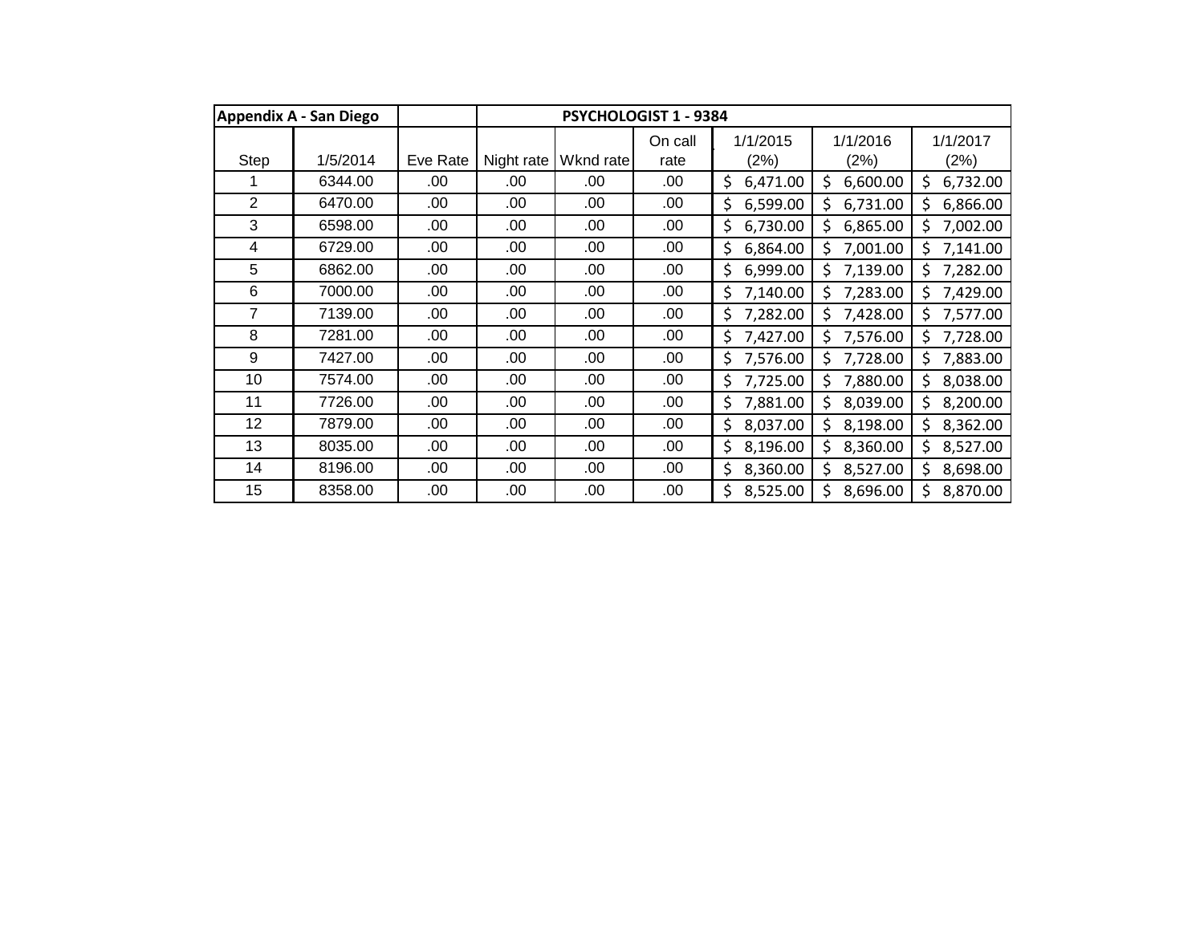| Appendix A - San Diego | | | PSYCHOLOGIST 1 - 9384 | | | | | |
|---|---|---|---|---|---|---|---|---|
| Step | 1/5/2014 | Eve Rate | Night rate | Wknd rate | On call rate | 1/1/2015 (2%) | 1/1/2016 (2%) | 1/1/2017 (2%) |
| 1 | 6344.00 | .00 | .00 | .00 | .00 | $ 6,471.00 | $ 6,600.00 | $ 6,732.00 |
| 2 | 6470.00 | .00 | .00 | .00 | .00 | $ 6,599.00 | $ 6,731.00 | $ 6,866.00 |
| 3 | 6598.00 | .00 | .00 | .00 | .00 | $ 6,730.00 | $ 6,865.00 | $ 7,002.00 |
| 4 | 6729.00 | .00 | .00 | .00 | .00 | $ 6,864.00 | $ 7,001.00 | $ 7,141.00 |
| 5 | 6862.00 | .00 | .00 | .00 | .00 | $ 6,999.00 | $ 7,139.00 | $ 7,282.00 |
| 6 | 7000.00 | .00 | .00 | .00 | .00 | $ 7,140.00 | $ 7,283.00 | $ 7,429.00 |
| 7 | 7139.00 | .00 | .00 | .00 | .00 | $ 7,282.00 | $ 7,428.00 | $ 7,577.00 |
| 8 | 7281.00 | .00 | .00 | .00 | .00 | $ 7,427.00 | $ 7,576.00 | $ 7,728.00 |
| 9 | 7427.00 | .00 | .00 | .00 | .00 | $ 7,576.00 | $ 7,728.00 | $ 7,883.00 |
| 10 | 7574.00 | .00 | .00 | .00 | .00 | $ 7,725.00 | $ 7,880.00 | $ 8,038.00 |
| 11 | 7726.00 | .00 | .00 | .00 | .00 | $ 7,881.00 | $ 8,039.00 | $ 8,200.00 |
| 12 | 7879.00 | .00 | .00 | .00 | .00 | $ 8,037.00 | $ 8,198.00 | $ 8,362.00 |
| 13 | 8035.00 | .00 | .00 | .00 | .00 | $ 8,196.00 | $ 8,360.00 | $ 8,527.00 |
| 14 | 8196.00 | .00 | .00 | .00 | .00 | $ 8,360.00 | $ 8,527.00 | $ 8,698.00 |
| 15 | 8358.00 | .00 | .00 | .00 | .00 | $ 8,525.00 | $ 8,696.00 | $ 8,870.00 |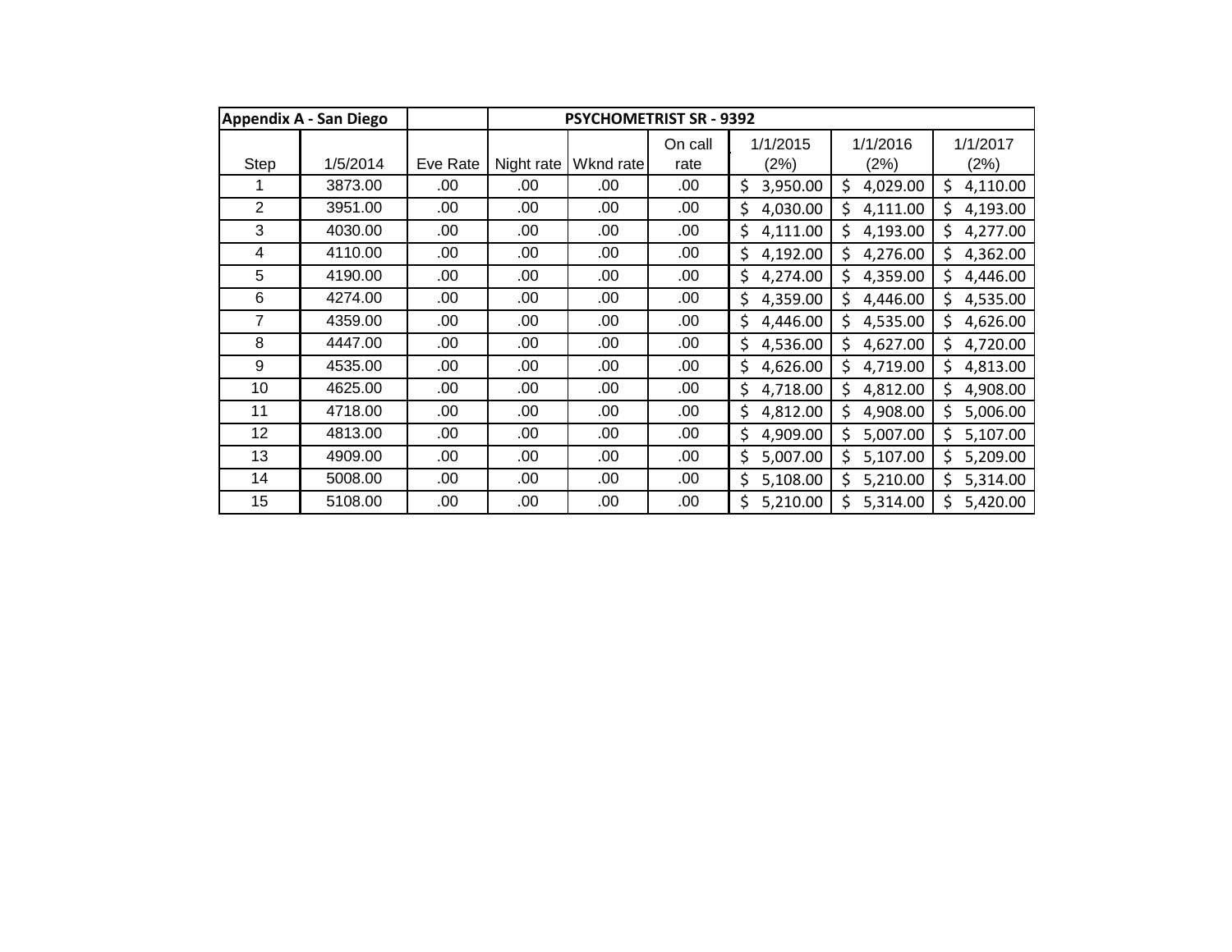| Appendix A - San Diego | | | PSYCHOMETRIST SR - 9392 | | | | | |
|---|---|---|---|---|---|---|---|---|
| Step | 1/5/2014 | Eve Rate | Night rate | Wknd rate | On call rate | 1/1/2015 (2%) | 1/1/2016 (2%) | 1/1/2017 (2%) |
| 1 | 3873.00 | .00 | .00 | .00 | .00 | $ 3,950.00 | $ 4,029.00 | $ 4,110.00 |
| 2 | 3951.00 | .00 | .00 | .00 | .00 | $ 4,030.00 | $ 4,111.00 | $ 4,193.00 |
| 3 | 4030.00 | .00 | .00 | .00 | .00 | $ 4,111.00 | $ 4,193.00 | $ 4,277.00 |
| 4 | 4110.00 | .00 | .00 | .00 | .00 | $ 4,192.00 | $ 4,276.00 | $ 4,362.00 |
| 5 | 4190.00 | .00 | .00 | .00 | .00 | $ 4,274.00 | $ 4,359.00 | $ 4,446.00 |
| 6 | 4274.00 | .00 | .00 | .00 | .00 | $ 4,359.00 | $ 4,446.00 | $ 4,535.00 |
| 7 | 4359.00 | .00 | .00 | .00 | .00 | $ 4,446.00 | $ 4,535.00 | $ 4,626.00 |
| 8 | 4447.00 | .00 | .00 | .00 | .00 | $ 4,536.00 | $ 4,627.00 | $ 4,720.00 |
| 9 | 4535.00 | .00 | .00 | .00 | .00 | $ 4,626.00 | $ 4,719.00 | $ 4,813.00 |
| 10 | 4625.00 | .00 | .00 | .00 | .00 | $ 4,718.00 | $ 4,812.00 | $ 4,908.00 |
| 11 | 4718.00 | .00 | .00 | .00 | .00 | $ 4,812.00 | $ 4,908.00 | $ 5,006.00 |
| 12 | 4813.00 | .00 | .00 | .00 | .00 | $ 4,909.00 | $ 5,007.00 | $ 5,107.00 |
| 13 | 4909.00 | .00 | .00 | .00 | .00 | $ 5,007.00 | $ 5,107.00 | $ 5,209.00 |
| 14 | 5008.00 | .00 | .00 | .00 | .00 | $ 5,108.00 | $ 5,210.00 | $ 5,314.00 |
| 15 | 5108.00 | .00 | .00 | .00 | .00 | $ 5,210.00 | $ 5,314.00 | $ 5,420.00 |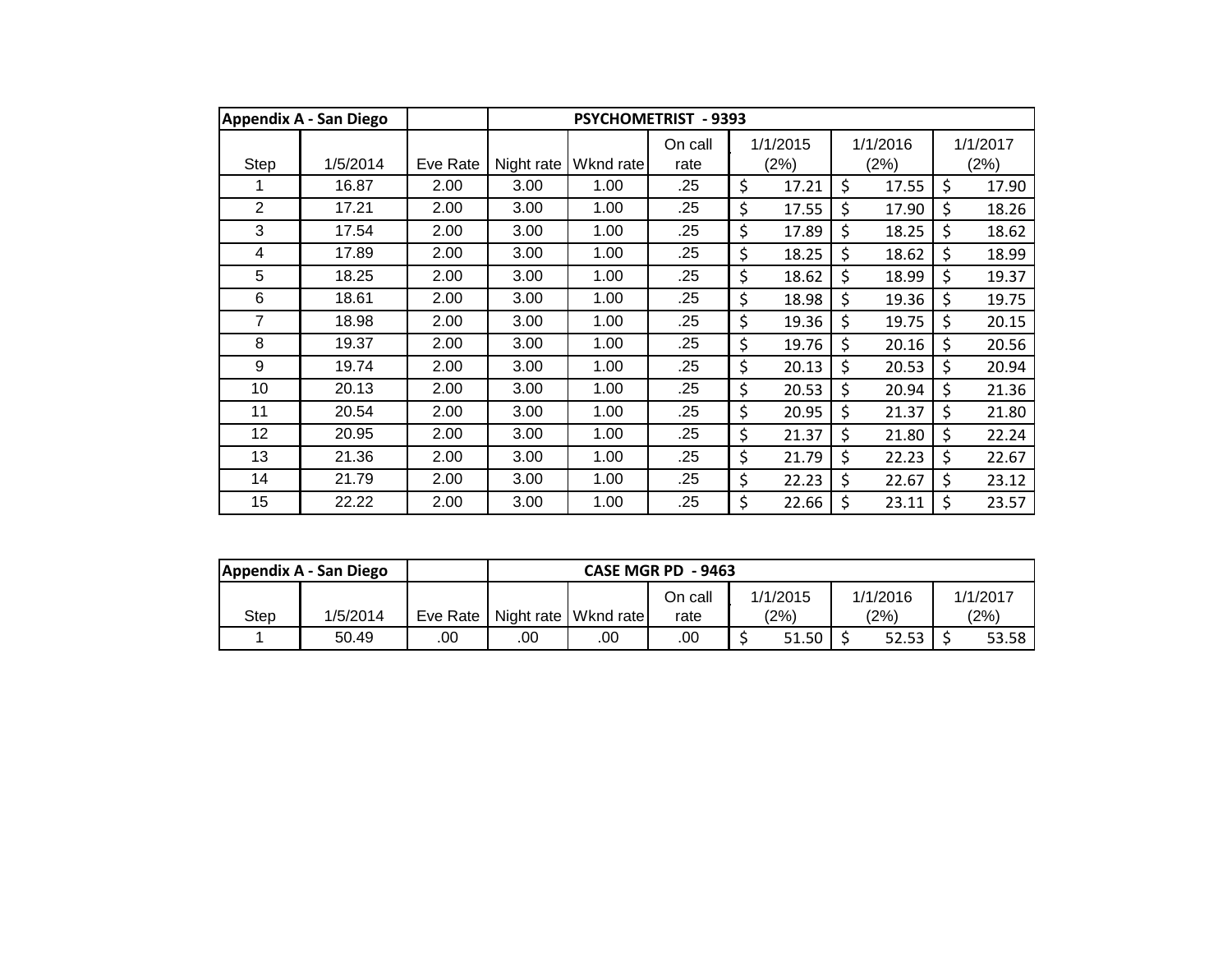| Appendix A - San Diego | | | PSYCHOMETRIST - 9393 | | | | | |
|---|---|---|---|---|---|---|---|---|
| Step | 1/5/2014 | Eve Rate | Night rate | Wknd rate | On call rate | 1/1/2015 (2%) | 1/1/2016 (2%) | 1/1/2017 (2%) |
| 1 | 16.87 | 2.00 | 3.00 | 1.00 | .25 | $ 17.21 | $ 17.55 | $ 17.90 |
| 2 | 17.21 | 2.00 | 3.00 | 1.00 | .25 | $ 17.55 | $ 17.90 | $ 18.26 |
| 3 | 17.54 | 2.00 | 3.00 | 1.00 | .25 | $ 17.89 | $ 18.25 | $ 18.62 |
| 4 | 17.89 | 2.00 | 3.00 | 1.00 | .25 | $ 18.25 | $ 18.62 | $ 18.99 |
| 5 | 18.25 | 2.00 | 3.00 | 1.00 | .25 | $ 18.62 | $ 18.99 | $ 19.37 |
| 6 | 18.61 | 2.00 | 3.00 | 1.00 | .25 | $ 18.98 | $ 19.36 | $ 19.75 |
| 7 | 18.98 | 2.00 | 3.00 | 1.00 | .25 | $ 19.36 | $ 19.75 | $ 20.15 |
| 8 | 19.37 | 2.00 | 3.00 | 1.00 | .25 | $ 19.76 | $ 20.16 | $ 20.56 |
| 9 | 19.74 | 2.00 | 3.00 | 1.00 | .25 | $ 20.13 | $ 20.53 | $ 20.94 |
| 10 | 20.13 | 2.00 | 3.00 | 1.00 | .25 | $ 20.53 | $ 20.94 | $ 21.36 |
| 11 | 20.54 | 2.00 | 3.00 | 1.00 | .25 | $ 20.95 | $ 21.37 | $ 21.80 |
| 12 | 20.95 | 2.00 | 3.00 | 1.00 | .25 | $ 21.37 | $ 21.80 | $ 22.24 |
| 13 | 21.36 | 2.00 | 3.00 | 1.00 | .25 | $ 21.79 | $ 22.23 | $ 22.67 |
| 14 | 21.79 | 2.00 | 3.00 | 1.00 | .25 | $ 22.23 | $ 22.67 | $ 23.12 |
| 15 | 22.22 | 2.00 | 3.00 | 1.00 | .25 | $ 22.66 | $ 23.11 | $ 23.57 |

| Appendix A - San Diego | | | CASE MGR PD - 9463 | | | | | |
|---|---|---|---|---|---|---|---|---|
| Step | 1/5/2014 | Eve Rate | Night rate | Wknd rate | On call rate | 1/1/2015 (2%) | 1/1/2016 (2%) | 1/1/2017 (2%) |
| 1 | 50.49 | .00 | .00 | .00 | .00 | $ 51.50 | $ 52.53 | $ 53.58 |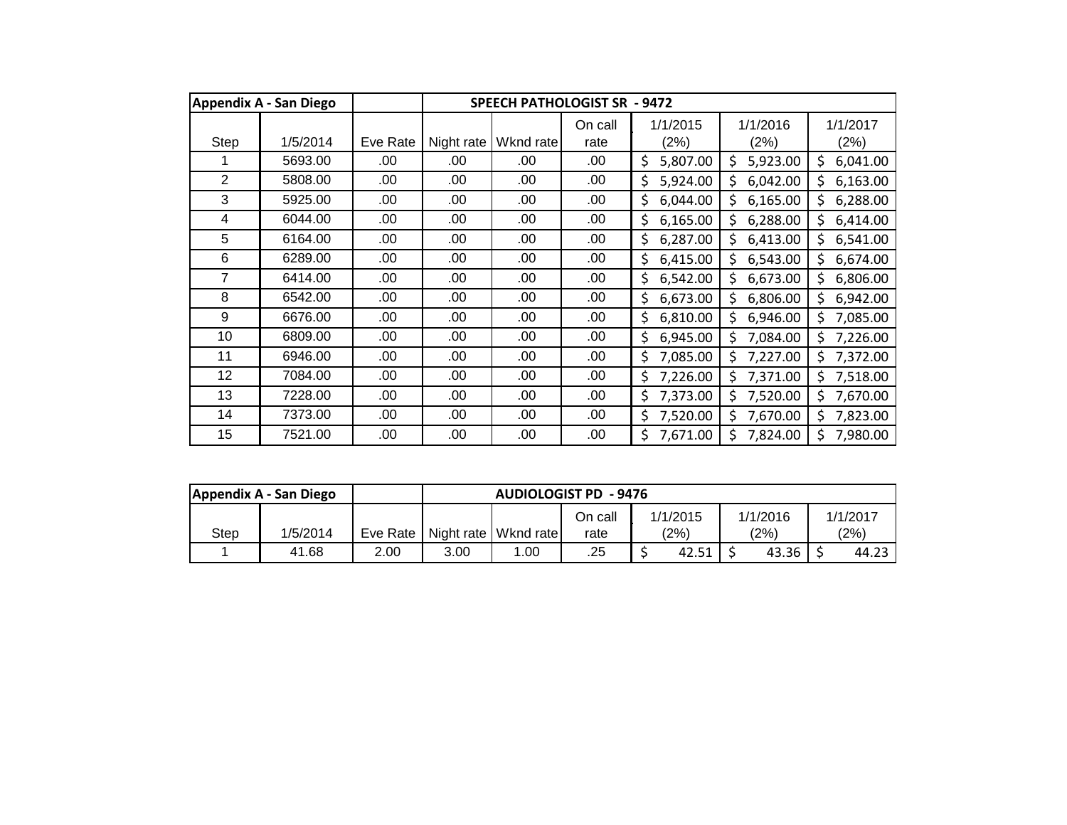| Appendix A - San Diego | | | SPEECH PATHOLOGIST SR - 9472 | | | | | |
|---|---|---|---|---|---|---|---|---|
| Step | 1/5/2014 | Eve Rate | Night rate | Wknd rate | On call rate | 1/1/2015 (2%) | 1/1/2016 (2%) | 1/1/2017 (2%) |
| 1 | 5693.00 | .00 | .00 | .00 | .00 | $ 5,807.00 | $ 5,923.00 | $ 6,041.00 |
| 2 | 5808.00 | .00 | .00 | .00 | .00 | $ 5,924.00 | $ 6,042.00 | $ 6,163.00 |
| 3 | 5925.00 | .00 | .00 | .00 | .00 | $ 6,044.00 | $ 6,165.00 | $ 6,288.00 |
| 4 | 6044.00 | .00 | .00 | .00 | .00 | $ 6,165.00 | $ 6,288.00 | $ 6,414.00 |
| 5 | 6164.00 | .00 | .00 | .00 | .00 | $ 6,287.00 | $ 6,413.00 | $ 6,541.00 |
| 6 | 6289.00 | .00 | .00 | .00 | .00 | $ 6,415.00 | $ 6,543.00 | $ 6,674.00 |
| 7 | 6414.00 | .00 | .00 | .00 | .00 | $ 6,542.00 | $ 6,673.00 | $ 6,806.00 |
| 8 | 6542.00 | .00 | .00 | .00 | .00 | $ 6,673.00 | $ 6,806.00 | $ 6,942.00 |
| 9 | 6676.00 | .00 | .00 | .00 | .00 | $ 6,810.00 | $ 6,946.00 | $ 7,085.00 |
| 10 | 6809.00 | .00 | .00 | .00 | .00 | $ 6,945.00 | $ 7,084.00 | $ 7,226.00 |
| 11 | 6946.00 | .00 | .00 | .00 | .00 | $ 7,085.00 | $ 7,227.00 | $ 7,372.00 |
| 12 | 7084.00 | .00 | .00 | .00 | .00 | $ 7,226.00 | $ 7,371.00 | $ 7,518.00 |
| 13 | 7228.00 | .00 | .00 | .00 | .00 | $ 7,373.00 | $ 7,520.00 | $ 7,670.00 |
| 14 | 7373.00 | .00 | .00 | .00 | .00 | $ 7,520.00 | $ 7,670.00 | $ 7,823.00 |
| 15 | 7521.00 | .00 | .00 | .00 | .00 | $ 7,671.00 | $ 7,824.00 | $ 7,980.00 |

| Appendix A - San Diego | | | AUDIOLOGIST PD - 9476 | | | | | |
|---|---|---|---|---|---|---|---|---|
| Step | 1/5/2014 | Eve Rate | Night rate | Wknd rate | On call rate | 1/1/2015 (2%) | 1/1/2016 (2%) | 1/1/2017 (2%) |
| 1 | 41.68 | 2.00 | 3.00 | 1.00 | .25 | $ 42.51 | $ 43.36 | $ 44.23 |